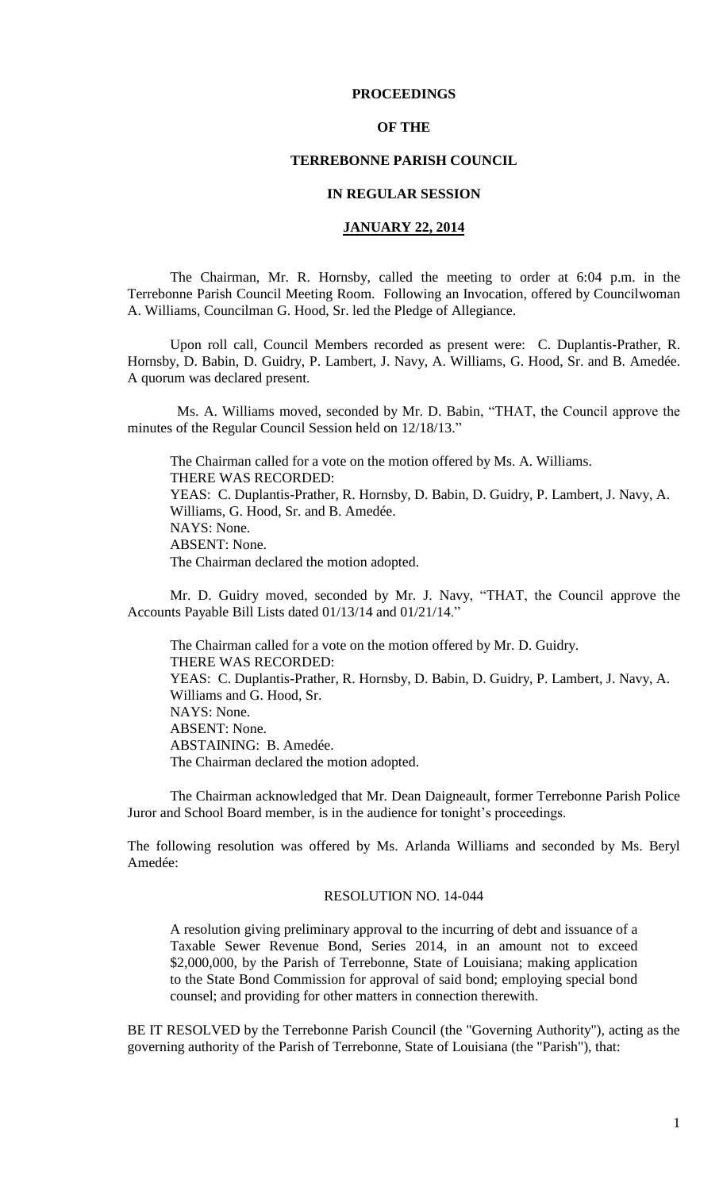# PROCEEDINGS

# OF THE

# TERREBONNE PARISH COUNCIL

# IN REGULAR SESSION

# JANUARY 22, 2014

The Chairman, Mr. R. Hornsby, called the meeting to order at 6:04 p.m. in the Terrebonne Parish Council Meeting Room. Following an Invocation, offered by Councilwoman A. Williams, Councilman G. Hood, Sr. led the Pledge of Allegiance.

Upon roll call, Council Members recorded as present were: C. Duplantis-Prather, R. Hornsby, D. Babin, D. Guidry, P. Lambert, J. Navy, A. Williams, G. Hood, Sr. and B. Amedée. A quorum was declared present.

Ms. A. Williams moved, seconded by Mr. D. Babin, "THAT, the Council approve the minutes of the Regular Council Session held on 12/18/13."

The Chairman called for a vote on the motion offered by Ms. A. Williams.
THERE WAS RECORDED:
YEAS: C. Duplantis-Prather, R. Hornsby, D. Babin, D. Guidry, P. Lambert, J. Navy, A. Williams, G. Hood, Sr. and B. Amedée.
NAYS: None.
ABSENT: None.
The Chairman declared the motion adopted.

Mr. D. Guidry moved, seconded by Mr. J. Navy, "THAT, the Council approve the Accounts Payable Bill Lists dated 01/13/14 and 01/21/14."

The Chairman called for a vote on the motion offered by Mr. D. Guidry.
THERE WAS RECORDED:
YEAS: C. Duplantis-Prather, R. Hornsby, D. Babin, D. Guidry, P. Lambert, J. Navy, A. Williams and G. Hood, Sr.
NAYS: None.
ABSENT: None.
ABSTAINING: B. Amedée.
The Chairman declared the motion adopted.

The Chairman acknowledged that Mr. Dean Daigneault, former Terrebonne Parish Police Juror and School Board member, is in the audience for tonight's proceedings.

The following resolution was offered by Ms. Arlanda Williams and seconded by Ms. Beryl Amedée:

RESOLUTION NO. 14-044

A resolution giving preliminary approval to the incurring of debt and issuance of a Taxable Sewer Revenue Bond, Series 2014, in an amount not to exceed $2,000,000, by the Parish of Terrebonne, State of Louisiana; making application to the State Bond Commission for approval of said bond; employing special bond counsel; and providing for other matters in connection therewith.

BE IT RESOLVED by the Terrebonne Parish Council (the "Governing Authority"), acting as the governing authority of the Parish of Terrebonne, State of Louisiana (the "Parish"), that: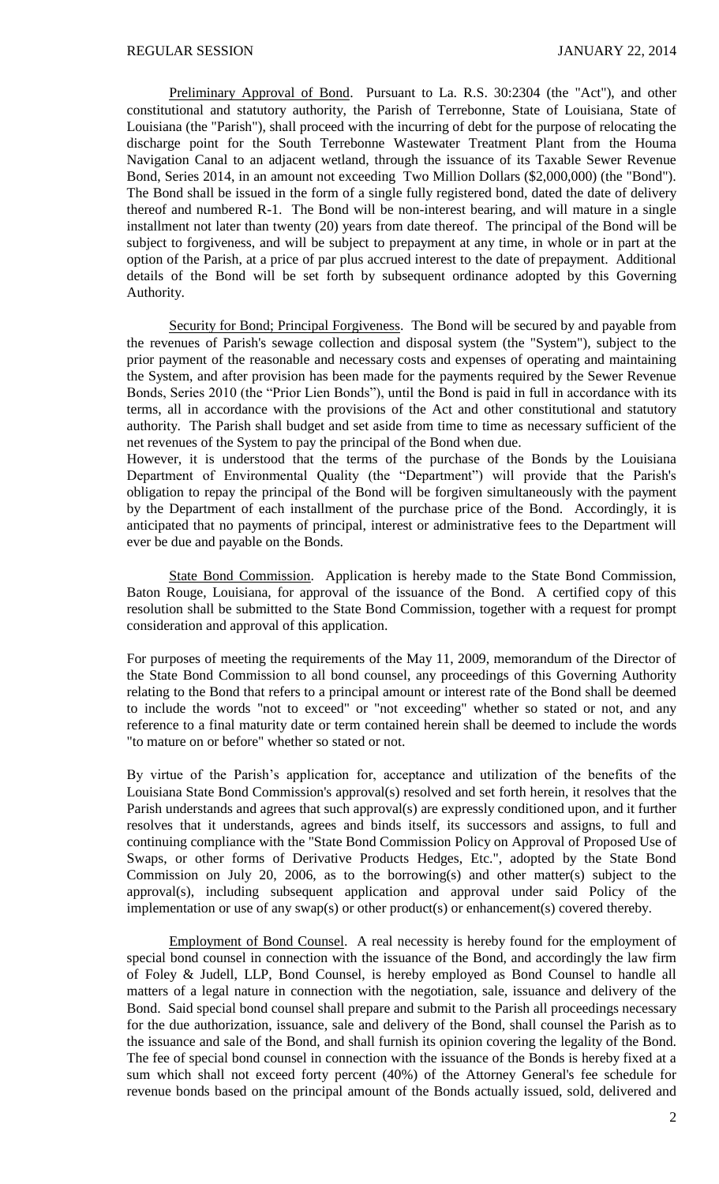Preliminary Approval of Bond. Pursuant to La. R.S. 30:2304 (the "Act"), and other constitutional and statutory authority, the Parish of Terrebonne, State of Louisiana, State of Louisiana (the "Parish"), shall proceed with the incurring of debt for the purpose of relocating the discharge point for the South Terrebonne Wastewater Treatment Plant from the Houma Navigation Canal to an adjacent wetland, through the issuance of its Taxable Sewer Revenue Bond, Series 2014, in an amount not exceeding Two Million Dollars ($2,000,000) (the "Bond"). The Bond shall be issued in the form of a single fully registered bond, dated the date of delivery thereof and numbered R-1. The Bond will be non-interest bearing, and will mature in a single installment not later than twenty (20) years from date thereof. The principal of the Bond will be subject to forgiveness, and will be subject to prepayment at any time, in whole or in part at the option of the Parish, at a price of par plus accrued interest to the date of prepayment. Additional details of the Bond will be set forth by subsequent ordinance adopted by this Governing Authority.

Security for Bond; Principal Forgiveness. The Bond will be secured by and payable from the revenues of Parish's sewage collection and disposal system (the "System"), subject to the prior payment of the reasonable and necessary costs and expenses of operating and maintaining the System, and after provision has been made for the payments required by the Sewer Revenue Bonds, Series 2010 (the "Prior Lien Bonds"), until the Bond is paid in full in accordance with its terms, all in accordance with the provisions of the Act and other constitutional and statutory authority. The Parish shall budget and set aside from time to time as necessary sufficient of the net revenues of the System to pay the principal of the Bond when due.

However, it is understood that the terms of the purchase of the Bonds by the Louisiana Department of Environmental Quality (the "Department") will provide that the Parish's obligation to repay the principal of the Bond will be forgiven simultaneously with the payment by the Department of each installment of the purchase price of the Bond. Accordingly, it is anticipated that no payments of principal, interest or administrative fees to the Department will ever be due and payable on the Bonds.

State Bond Commission. Application is hereby made to the State Bond Commission, Baton Rouge, Louisiana, for approval of the issuance of the Bond. A certified copy of this resolution shall be submitted to the State Bond Commission, together with a request for prompt consideration and approval of this application.

For purposes of meeting the requirements of the May 11, 2009, memorandum of the Director of the State Bond Commission to all bond counsel, any proceedings of this Governing Authority relating to the Bond that refers to a principal amount or interest rate of the Bond shall be deemed to include the words "not to exceed" or "not exceeding" whether so stated or not, and any reference to a final maturity date or term contained herein shall be deemed to include the words "to mature on or before" whether so stated or not.

By virtue of the Parish's application for, acceptance and utilization of the benefits of the Louisiana State Bond Commission's approval(s) resolved and set forth herein, it resolves that the Parish understands and agrees that such approval(s) are expressly conditioned upon, and it further resolves that it understands, agrees and binds itself, its successors and assigns, to full and continuing compliance with the "State Bond Commission Policy on Approval of Proposed Use of Swaps, or other forms of Derivative Products Hedges, Etc.", adopted by the State Bond Commission on July 20, 2006, as to the borrowing(s) and other matter(s) subject to the approval(s), including subsequent application and approval under said Policy of the implementation or use of any swap(s) or other product(s) or enhancement(s) covered thereby.

Employment of Bond Counsel. A real necessity is hereby found for the employment of special bond counsel in connection with the issuance of the Bond, and accordingly the law firm of Foley & Judell, LLP, Bond Counsel, is hereby employed as Bond Counsel to handle all matters of a legal nature in connection with the negotiation, sale, issuance and delivery of the Bond. Said special bond counsel shall prepare and submit to the Parish all proceedings necessary for the due authorization, issuance, sale and delivery of the Bond, shall counsel the Parish as to the issuance and sale of the Bond, and shall furnish its opinion covering the legality of the Bond. The fee of special bond counsel in connection with the issuance of the Bonds is hereby fixed at a sum which shall not exceed forty percent (40%) of the Attorney General's fee schedule for revenue bonds based on the principal amount of the Bonds actually issued, sold, delivered and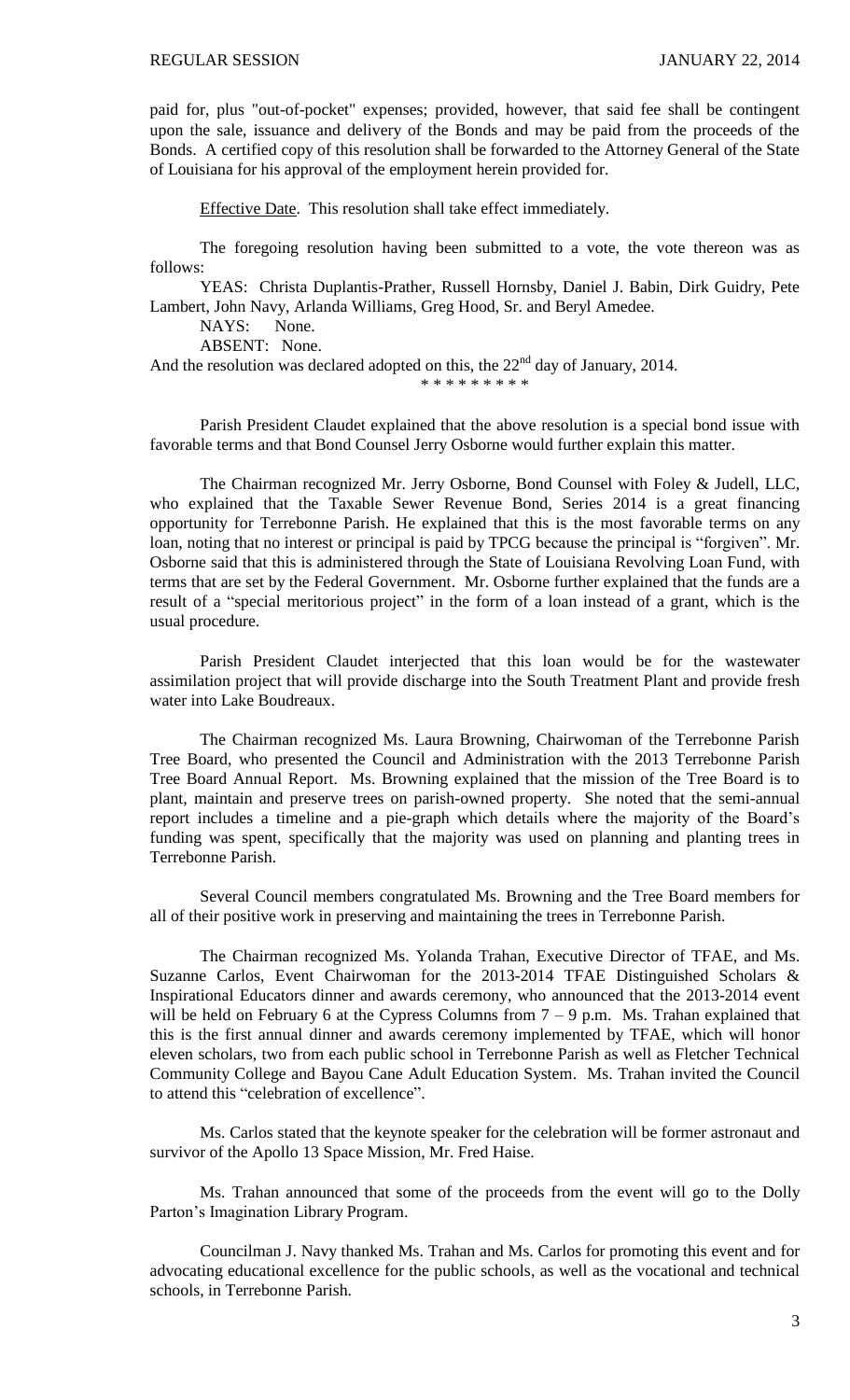paid for, plus "out-of-pocket" expenses; provided, however, that said fee shall be contingent upon the sale, issuance and delivery of the Bonds and may be paid from the proceeds of the Bonds. A certified copy of this resolution shall be forwarded to the Attorney General of the State of Louisiana for his approval of the employment herein provided for.

Effective Date. This resolution shall take effect immediately.

The foregoing resolution having been submitted to a vote, the vote thereon was as follows:

YEAS: Christa Duplantis-Prather, Russell Hornsby, Daniel J. Babin, Dirk Guidry, Pete Lambert, John Navy, Arlanda Williams, Greg Hood, Sr. and Beryl Amedee.

NAYS: None.

ABSENT: None.

And the resolution was declared adopted on this, the 22nd day of January, 2014.

\* \* \* \* \* \* \* \* \*

Parish President Claudet explained that the above resolution is a special bond issue with favorable terms and that Bond Counsel Jerry Osborne would further explain this matter.

The Chairman recognized Mr. Jerry Osborne, Bond Counsel with Foley & Judell, LLC, who explained that the Taxable Sewer Revenue Bond, Series 2014 is a great financing opportunity for Terrebonne Parish. He explained that this is the most favorable terms on any loan, noting that no interest or principal is paid by TPCG because the principal is "forgiven". Mr. Osborne said that this is administered through the State of Louisiana Revolving Loan Fund, with terms that are set by the Federal Government. Mr. Osborne further explained that the funds are a result of a "special meritorious project" in the form of a loan instead of a grant, which is the usual procedure.

Parish President Claudet interjected that this loan would be for the wastewater assimilation project that will provide discharge into the South Treatment Plant and provide fresh water into Lake Boudreaux.

The Chairman recognized Ms. Laura Browning, Chairwoman of the Terrebonne Parish Tree Board, who presented the Council and Administration with the 2013 Terrebonne Parish Tree Board Annual Report. Ms. Browning explained that the mission of the Tree Board is to plant, maintain and preserve trees on parish-owned property. She noted that the semi-annual report includes a timeline and a pie-graph which details where the majority of the Board's funding was spent, specifically that the majority was used on planning and planting trees in Terrebonne Parish.

Several Council members congratulated Ms. Browning and the Tree Board members for all of their positive work in preserving and maintaining the trees in Terrebonne Parish.

The Chairman recognized Ms. Yolanda Trahan, Executive Director of TFAE, and Ms. Suzanne Carlos, Event Chairwoman for the 2013-2014 TFAE Distinguished Scholars & Inspirational Educators dinner and awards ceremony, who announced that the 2013-2014 event will be held on February 6 at the Cypress Columns from 7 – 9 p.m. Ms. Trahan explained that this is the first annual dinner and awards ceremony implemented by TFAE, which will honor eleven scholars, two from each public school in Terrebonne Parish as well as Fletcher Technical Community College and Bayou Cane Adult Education System. Ms. Trahan invited the Council to attend this "celebration of excellence".

Ms. Carlos stated that the keynote speaker for the celebration will be former astronaut and survivor of the Apollo 13 Space Mission, Mr. Fred Haise.

Ms. Trahan announced that some of the proceeds from the event will go to the Dolly Parton's Imagination Library Program.

Councilman J. Navy thanked Ms. Trahan and Ms. Carlos for promoting this event and for advocating educational excellence for the public schools, as well as the vocational and technical schools, in Terrebonne Parish.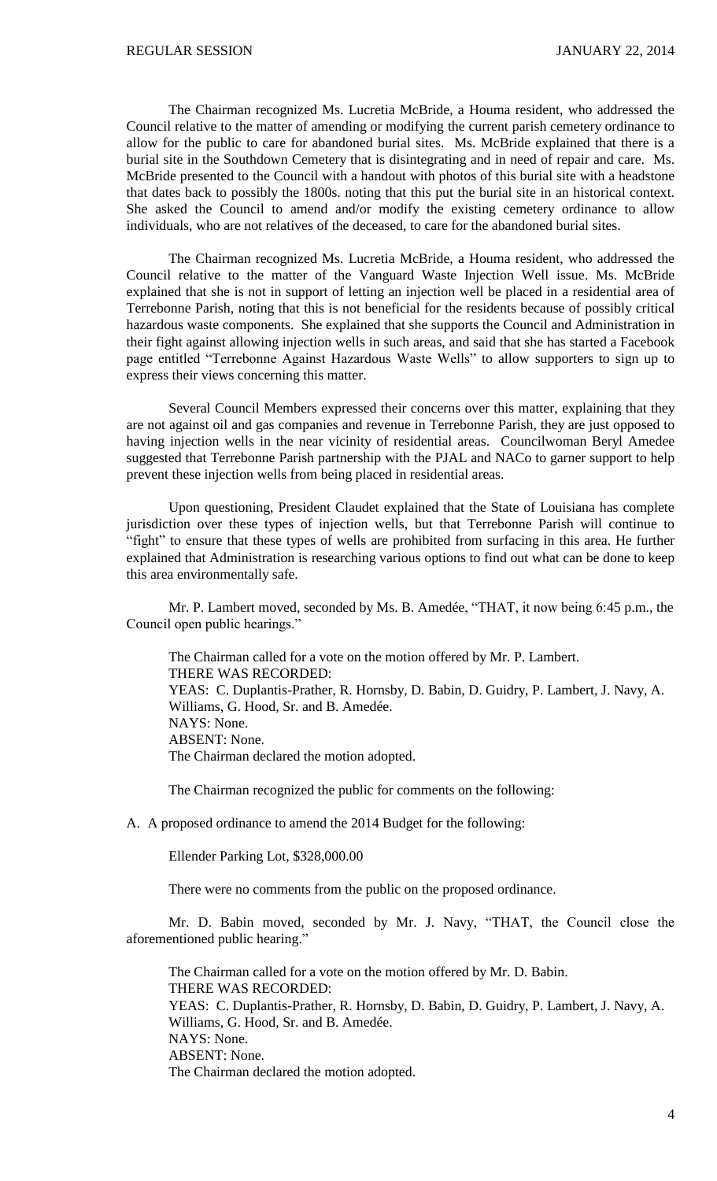The Chairman recognized Ms. Lucretia McBride, a Houma resident, who addressed the Council relative to the matter of amending or modifying the current parish cemetery ordinance to allow for the public to care for abandoned burial sites. Ms. McBride explained that there is a burial site in the Southdown Cemetery that is disintegrating and in need of repair and care. Ms. McBride presented to the Council with a handout with photos of this burial site with a headstone that dates back to possibly the 1800s. noting that this put the burial site in an historical context. She asked the Council to amend and/or modify the existing cemetery ordinance to allow individuals, who are not relatives of the deceased, to care for the abandoned burial sites.

The Chairman recognized Ms. Lucretia McBride, a Houma resident, who addressed the Council relative to the matter of the Vanguard Waste Injection Well issue. Ms. McBride explained that she is not in support of letting an injection well be placed in a residential area of Terrebonne Parish, noting that this is not beneficial for the residents because of possibly critical hazardous waste components. She explained that she supports the Council and Administration in their fight against allowing injection wells in such areas, and said that she has started a Facebook page entitled "Terrebonne Against Hazardous Waste Wells" to allow supporters to sign up to express their views concerning this matter.

Several Council Members expressed their concerns over this matter, explaining that they are not against oil and gas companies and revenue in Terrebonne Parish, they are just opposed to having injection wells in the near vicinity of residential areas. Councilwoman Beryl Amedee suggested that Terrebonne Parish partnership with the PJAL and NACo to garner support to help prevent these injection wells from being placed in residential areas.

Upon questioning, President Claudet explained that the State of Louisiana has complete jurisdiction over these types of injection wells, but that Terrebonne Parish will continue to "fight" to ensure that these types of wells are prohibited from surfacing in this area. He further explained that Administration is researching various options to find out what can be done to keep this area environmentally safe.

Mr. P. Lambert moved, seconded by Ms. B. Amedée, "THAT, it now being 6:45 p.m., the Council open public hearings."

The Chairman called for a vote on the motion offered by Mr. P. Lambert.
THERE WAS RECORDED:
YEAS: C. Duplantis-Prather, R. Hornsby, D. Babin, D. Guidry, P. Lambert, J. Navy, A. Williams, G. Hood, Sr. and B. Amedée.
NAYS: None.
ABSENT: None.
The Chairman declared the motion adopted.

The Chairman recognized the public for comments on the following:

A. A proposed ordinance to amend the 2014 Budget for the following:

Ellender Parking Lot, $328,000.00

There were no comments from the public on the proposed ordinance.

Mr. D. Babin moved, seconded by Mr. J. Navy, "THAT, the Council close the aforementioned public hearing."

The Chairman called for a vote on the motion offered by Mr. D. Babin.
THERE WAS RECORDED:
YEAS: C. Duplantis-Prather, R. Hornsby, D. Babin, D. Guidry, P. Lambert, J. Navy, A. Williams, G. Hood, Sr. and B. Amedée.
NAYS: None.
ABSENT: None.
The Chairman declared the motion adopted.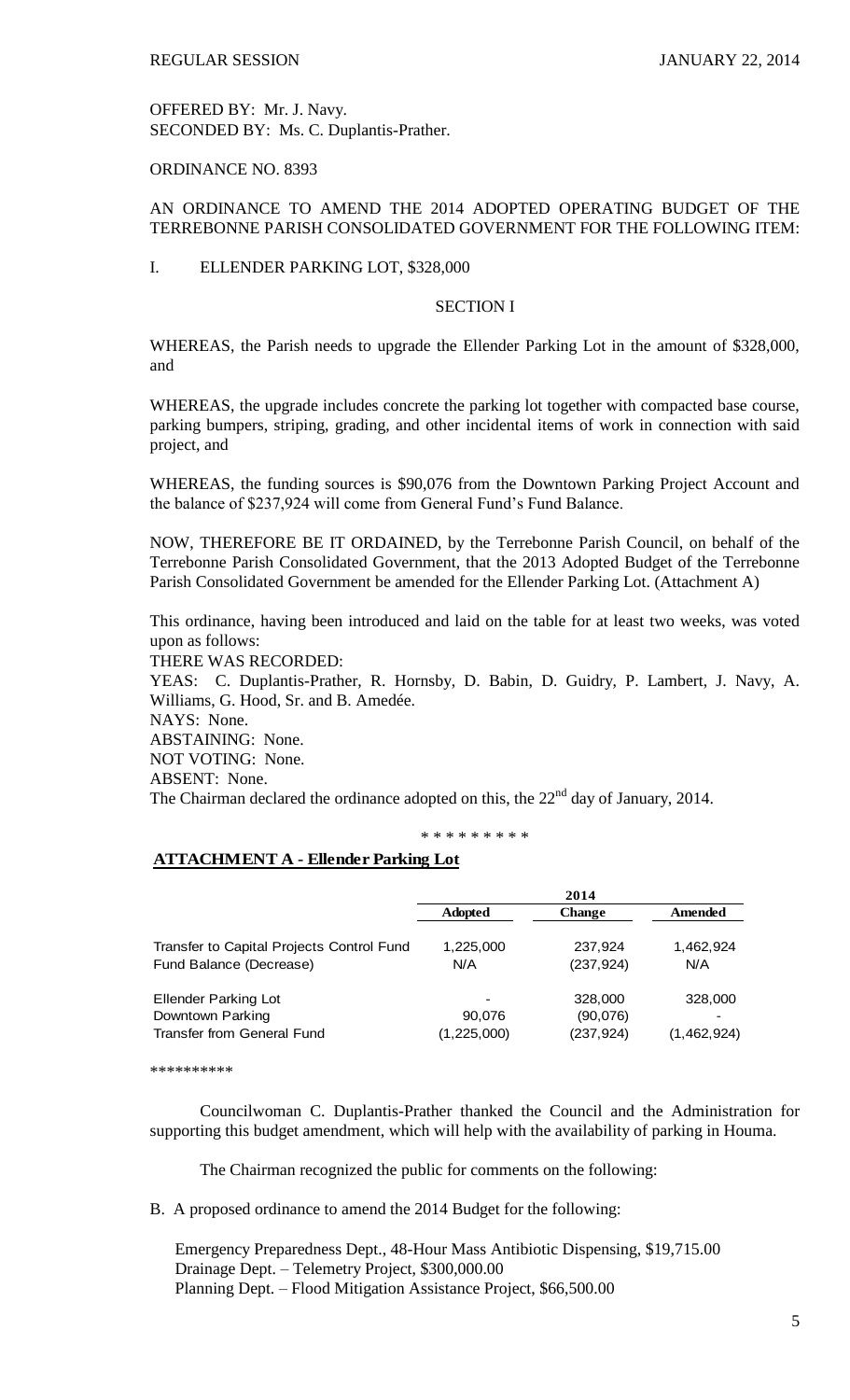OFFERED BY: Mr. J. Navy.
SECONDED BY: Ms. C. Duplantis-Prather.

ORDINANCE NO. 8393

AN ORDINANCE TO AMEND THE 2014 ADOPTED OPERATING BUDGET OF THE TERREBONNE PARISH CONSOLIDATED GOVERNMENT FOR THE FOLLOWING ITEM:

I. ELLENDER PARKING LOT, $328,000

SECTION I

WHEREAS, the Parish needs to upgrade the Ellender Parking Lot in the amount of $328,000, and

WHEREAS, the upgrade includes concrete the parking lot together with compacted base course, parking bumpers, striping, grading, and other incidental items of work in connection with said project, and

WHEREAS, the funding sources is $90,076 from the Downtown Parking Project Account and the balance of $237,924 will come from General Fund's Fund Balance.

NOW, THEREFORE BE IT ORDAINED, by the Terrebonne Parish Council, on behalf of the Terrebonne Parish Consolidated Government, that the 2013 Adopted Budget of the Terrebonne Parish Consolidated Government be amended for the Ellender Parking Lot. (Attachment A)

This ordinance, having been introduced and laid on the table for at least two weeks, was voted upon as follows:

THERE WAS RECORDED:

YEAS: C. Duplantis-Prather, R. Hornsby, D. Babin, D. Guidry, P. Lambert, J. Navy, A. Williams, G. Hood, Sr. and B. Amedée.

NAYS: None.

ABSTAINING: None.

NOT VOTING: None.

ABSENT: None.

The Chairman declared the ordinance adopted on this, the 22nd day of January, 2014.

\* \* \* \* \* \* \* \* \*

**ATTACHMENT A - Ellender Parking Lot**

| | 2014 | | |
|---|---|---|---|
| | **Adopted** | **Change** | **Amended** |
| Transfer to Capital Projects Control Fund | 1,225,000 | 237,924 | 1,462,924 |
| Fund Balance (Decrease) | N/A | (237,924) | N/A |
| Ellender Parking Lot | - | 328,000 | 328,000 |
| Downtown Parking | 90,076 | (90,076) | - |
| Transfer from General Fund | (1,225,000) | (237,924) | (1,462,924) |

\*\*\*\*\*\*\*\*\*\*

Councilwoman C. Duplantis-Prather thanked the Council and the Administration for supporting this budget amendment, which will help with the availability of parking in Houma.

The Chairman recognized the public for comments on the following:

B. A proposed ordinance to amend the 2014 Budget for the following:

Emergency Preparedness Dept., 48-Hour Mass Antibiotic Dispensing, $19,715.00
Drainage Dept. – Telemetry Project, $300,000.00
Planning Dept. – Flood Mitigation Assistance Project, $66,500.00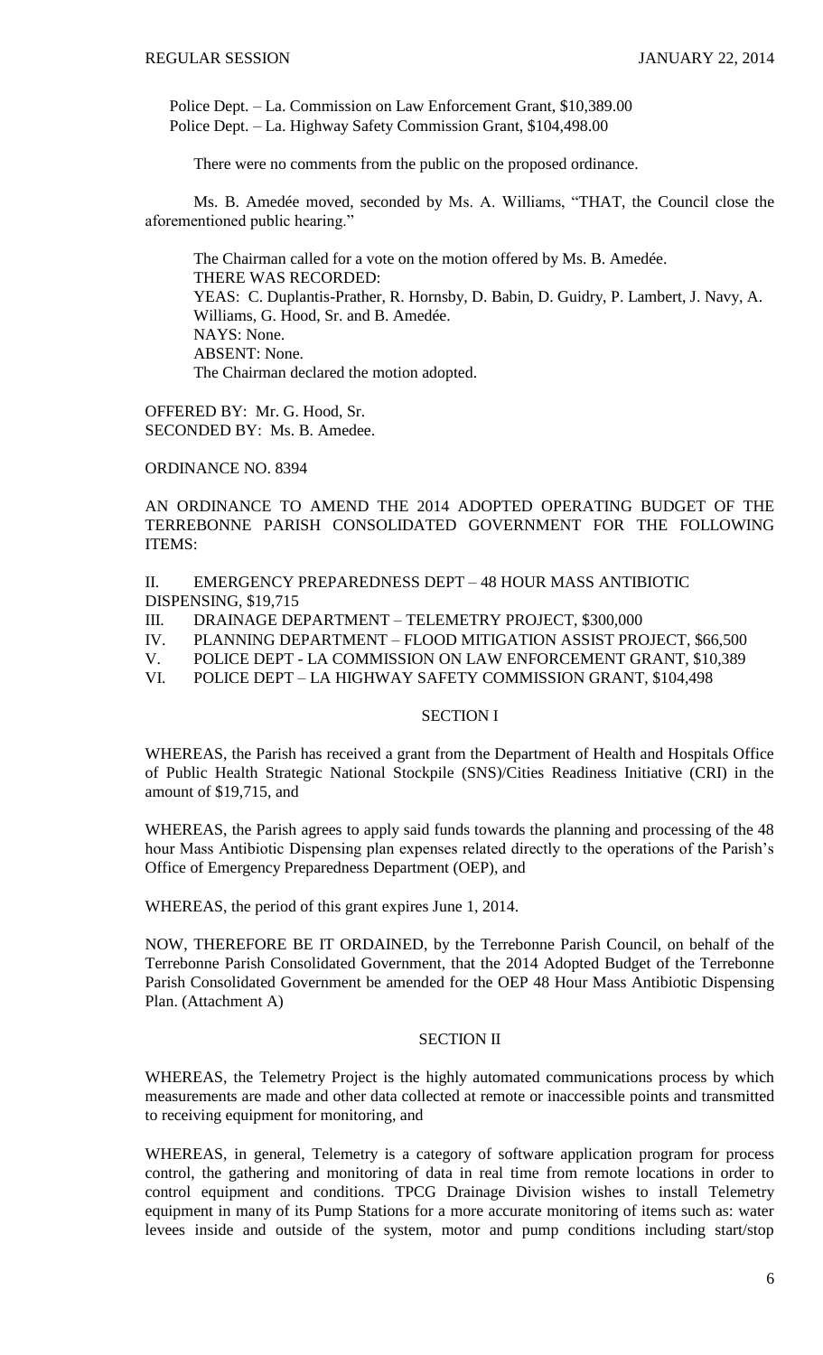Police Dept. – La. Commission on Law Enforcement Grant, $10,389.00
Police Dept. – La. Highway Safety Commission Grant, $104,498.00

There were no comments from the public on the proposed ordinance.

Ms. B. Amedée moved, seconded by Ms. A. Williams, "THAT, the Council close the aforementioned public hearing."

The Chairman called for a vote on the motion offered by Ms. B. Amedée.
THERE WAS RECORDED:
YEAS: C. Duplantis-Prather, R. Hornsby, D. Babin, D. Guidry, P. Lambert, J. Navy, A. Williams, G. Hood, Sr. and B. Amedée.
NAYS: None.
ABSENT: None.
The Chairman declared the motion adopted.

OFFERED BY: Mr. G. Hood, Sr.
SECONDED BY: Ms. B. Amedee.

ORDINANCE NO. 8394

AN ORDINANCE TO AMEND THE 2014 ADOPTED OPERATING BUDGET OF THE TERREBONNE PARISH CONSOLIDATED GOVERNMENT FOR THE FOLLOWING ITEMS:

II. EMERGENCY PREPAREDNESS DEPT – 48 HOUR MASS ANTIBIOTIC DISPENSING, $19,715
III. DRAINAGE DEPARTMENT – TELEMETRY PROJECT, $300,000
IV. PLANNING DEPARTMENT – FLOOD MITIGATION ASSIST PROJECT, $66,500
V. POLICE DEPT - LA COMMISSION ON LAW ENFORCEMENT GRANT, $10,389
VI. POLICE DEPT – LA HIGHWAY SAFETY COMMISSION GRANT, $104,498

SECTION I

WHEREAS, the Parish has received a grant from the Department of Health and Hospitals Office of Public Health Strategic National Stockpile (SNS)/Cities Readiness Initiative (CRI) in the amount of $19,715, and

WHEREAS, the Parish agrees to apply said funds towards the planning and processing of the 48 hour Mass Antibiotic Dispensing plan expenses related directly to the operations of the Parish's Office of Emergency Preparedness Department (OEP), and

WHEREAS, the period of this grant expires June 1, 2014.

NOW, THEREFORE BE IT ORDAINED, by the Terrebonne Parish Council, on behalf of the Terrebonne Parish Consolidated Government, that the 2014 Adopted Budget of the Terrebonne Parish Consolidated Government be amended for the OEP 48 Hour Mass Antibiotic Dispensing Plan. (Attachment A)

SECTION II

WHEREAS, the Telemetry Project is the highly automated communications process by which measurements are made and other data collected at remote or inaccessible points and transmitted to receiving equipment for monitoring, and

WHEREAS, in general, Telemetry is a category of software application program for process control, the gathering and monitoring of data in real time from remote locations in order to control equipment and conditions. TPCG Drainage Division wishes to install Telemetry equipment in many of its Pump Stations for a more accurate monitoring of items such as: water levees inside and outside of the system, motor and pump conditions including start/stop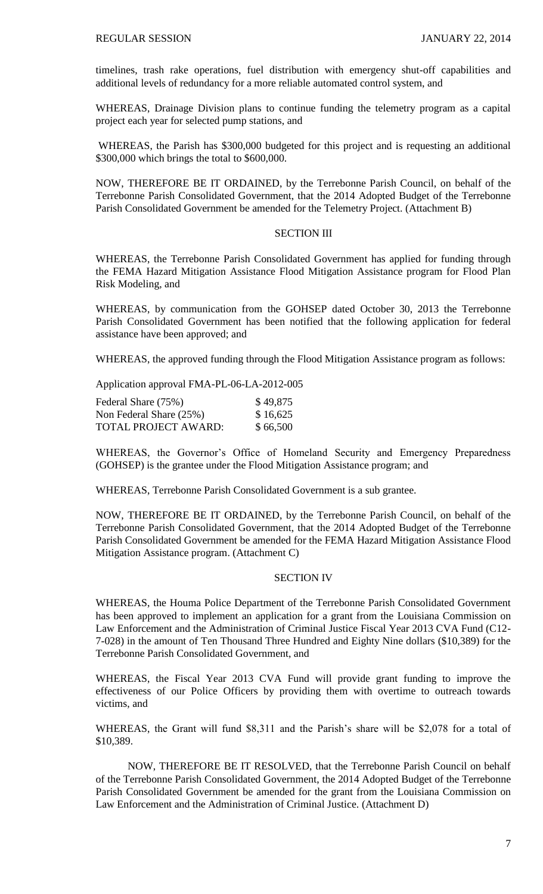timelines, trash rake operations, fuel distribution with emergency shut-off capabilities and additional levels of redundancy for a more reliable automated control system, and

WHEREAS, Drainage Division plans to continue funding the telemetry program as a capital project each year for selected pump stations, and

WHEREAS, the Parish has $300,000 budgeted for this project and is requesting an additional $300,000 which brings the total to $600,000.

NOW, THEREFORE BE IT ORDAINED, by the Terrebonne Parish Council, on behalf of the Terrebonne Parish Consolidated Government, that the 2014 Adopted Budget of the Terrebonne Parish Consolidated Government be amended for the Telemetry Project. (Attachment B)

## SECTION III

WHEREAS, the Terrebonne Parish Consolidated Government has applied for funding through the FEMA Hazard Mitigation Assistance Flood Mitigation Assistance program for Flood Plan Risk Modeling, and

WHEREAS, by communication from the GOHSEP dated October 30, 2013 the Terrebonne Parish Consolidated Government has been notified that the following application for federal assistance have been approved; and

WHEREAS, the approved funding through the Flood Mitigation Assistance program as follows:

Application approval FMA-PL-06-LA-2012-005

| | |
|---|---|
| Federal Share (75%) | $ 49,875 |
| Non Federal Share (25%) | $ 16,625 |
| TOTAL PROJECT AWARD: | $ 66,500 |

WHEREAS, the Governor's Office of Homeland Security and Emergency Preparedness (GOHSEP) is the grantee under the Flood Mitigation Assistance program; and

WHEREAS, Terrebonne Parish Consolidated Government is a sub grantee.

NOW, THEREFORE BE IT ORDAINED, by the Terrebonne Parish Council, on behalf of the Terrebonne Parish Consolidated Government, that the 2014 Adopted Budget of the Terrebonne Parish Consolidated Government be amended for the FEMA Hazard Mitigation Assistance Flood Mitigation Assistance program. (Attachment C)

## SECTION IV

WHEREAS, the Houma Police Department of the Terrebonne Parish Consolidated Government has been approved to implement an application for a grant from the Louisiana Commission on Law Enforcement and the Administration of Criminal Justice Fiscal Year 2013 CVA Fund (C12-7-028) in the amount of Ten Thousand Three Hundred and Eighty Nine dollars ($10,389) for the Terrebonne Parish Consolidated Government, and

WHEREAS, the Fiscal Year 2013 CVA Fund will provide grant funding to improve the effectiveness of our Police Officers by providing them with overtime to outreach towards victims, and

WHEREAS, the Grant will fund $8,311 and the Parish's share will be $2,078 for a total of $10,389.

NOW, THEREFORE BE IT RESOLVED, that the Terrebonne Parish Council on behalf of the Terrebonne Parish Consolidated Government, the 2014 Adopted Budget of the Terrebonne Parish Consolidated Government be amended for the grant from the Louisiana Commission on Law Enforcement and the Administration of Criminal Justice. (Attachment D)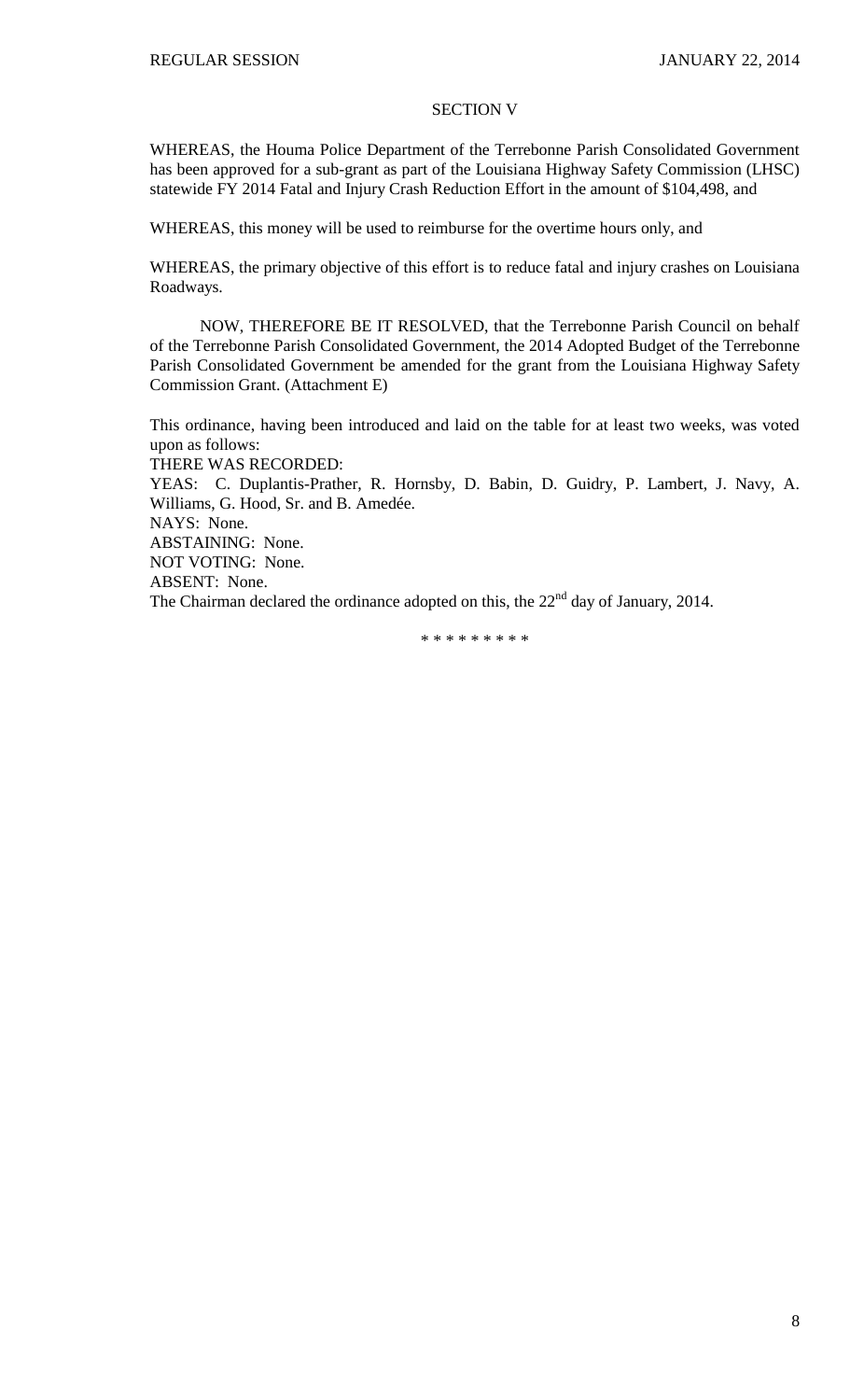SECTION V

WHEREAS, the Houma Police Department of the Terrebonne Parish Consolidated Government has been approved for a sub-grant as part of the Louisiana Highway Safety Commission (LHSC) statewide FY 2014 Fatal and Injury Crash Reduction Effort in the amount of $104,498, and

WHEREAS, this money will be used to reimburse for the overtime hours only, and

WHEREAS, the primary objective of this effort is to reduce fatal and injury crashes on Louisiana Roadways.

NOW, THEREFORE BE IT RESOLVED, that the Terrebonne Parish Council on behalf of the Terrebonne Parish Consolidated Government, the 2014 Adopted Budget of the Terrebonne Parish Consolidated Government be amended for the grant from the Louisiana Highway Safety Commission Grant. (Attachment E)

This ordinance, having been introduced and laid on the table for at least two weeks, was voted upon as follows:

THERE WAS RECORDED:

YEAS: C. Duplantis-Prather, R. Hornsby, D. Babin, D. Guidry, P. Lambert, J. Navy, A. Williams, G. Hood, Sr. and B. Amedée.

NAYS: None.

ABSTAINING: None.

NOT VOTING: None.

ABSENT: None.

The Chairman declared the ordinance adopted on this, the 22nd day of January, 2014.

\* \* \* \* \* \* \* \* \*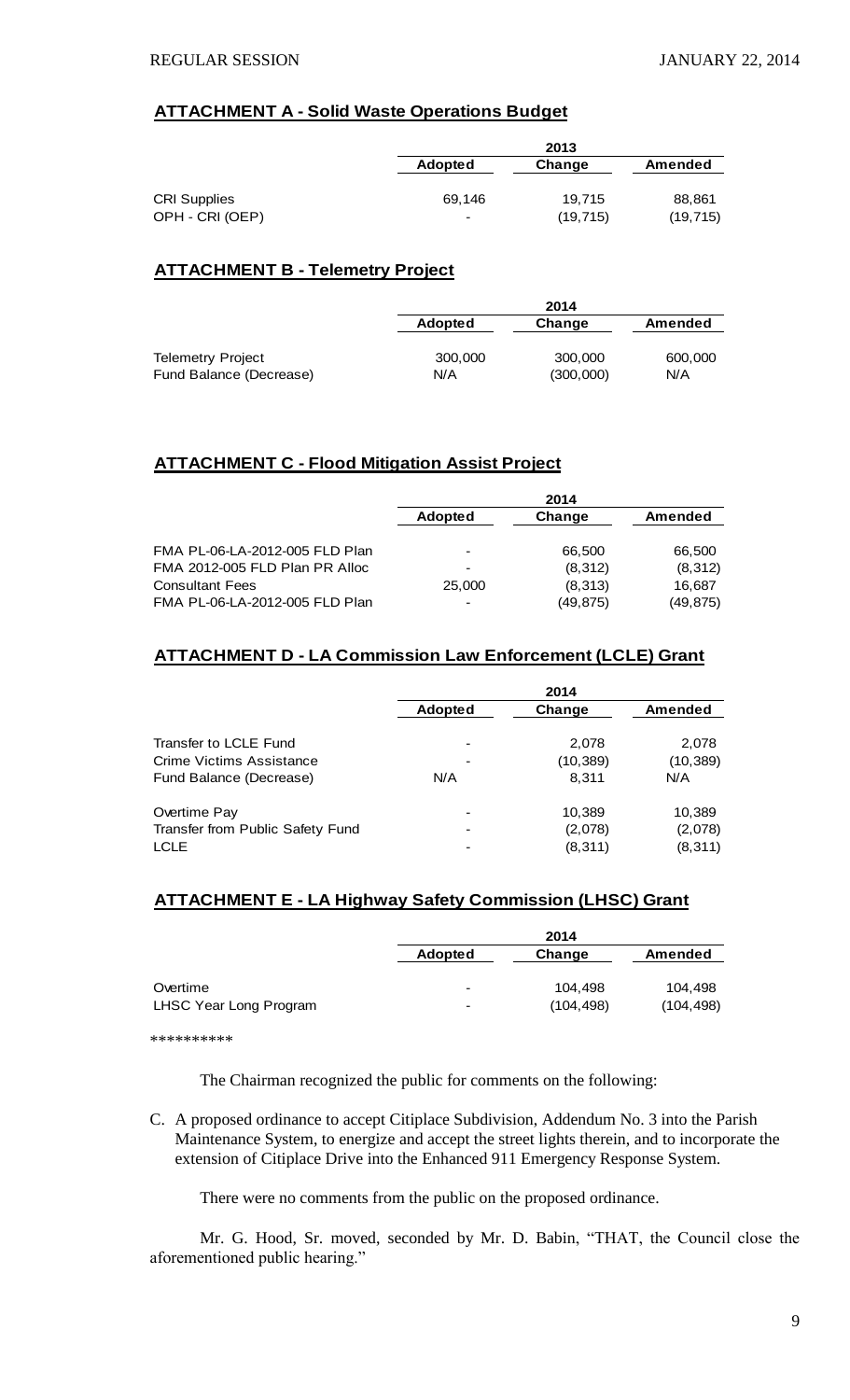**ATTACHMENT A - Solid Waste Operations Budget**

| | 2013 | | |
|---|---|---|---|
| | Adopted | Change | Amended |
| CRI Supplies | 69,146 | 19,715 | 88,861 |
| OPH - CRI (OEP) | - | (19,715) | (19,715) |

**ATTACHMENT B - Telemetry Project**

| | 2014 | | |
|---|---|---|---|
| | Adopted | Change | Amended |
| Telemetry Project | 300,000 | 300,000 | 600,000 |
| Fund Balance (Decrease) | N/A | (300,000) | N/A |

**ATTACHMENT C - Flood Mitigation Assist Project**

| | 2014 | | |
|---|---|---|---|
| | Adopted | Change | Amended |
| FMA PL-06-LA-2012-005 FLD Plan | - | 66,500 | 66,500 |
| FMA 2012-005 FLD Plan PR Alloc | - | (8,312) | (8,312) |
| Consultant Fees | 25,000 | (8,313) | 16,687 |
| FMA PL-06-LA-2012-005 FLD Plan | - | (49,875) | (49,875) |

**ATTACHMENT D - LA Commission Law Enforcement (LCLE) Grant**

| | 2014 | | |
|---|---|---|---|
| | Adopted | Change | Amended |
| Transfer to LCLE Fund | - | 2,078 | 2,078 |
| Crime Victims Assistance | - | (10,389) | (10,389) |
| Fund Balance (Decrease) | N/A | 8,311 | N/A |
| Overtime Pay | - | 10,389 | 10,389 |
| Transfer from Public Safety Fund | - | (2,078) | (2,078) |
| LCLE | - | (8,311) | (8,311) |

**ATTACHMENT E - LA Highway Safety Commission (LHSC) Grant**

| | 2014 | | |
|---|---|---|---|
| | Adopted | Change | Amended |
| Overtime | - | 104,498 | 104,498 |
| LHSC Year Long Program | - | (104,498) | (104,498) |

**********

The Chairman recognized the public for comments on the following:

C. A proposed ordinance to accept Citiplace Subdivision, Addendum No. 3 into the Parish Maintenance System, to energize and accept the street lights therein, and to incorporate the extension of Citiplace Drive into the Enhanced 911 Emergency Response System.

There were no comments from the public on the proposed ordinance.

Mr. G. Hood, Sr. moved, seconded by Mr. D. Babin, "THAT, the Council close the aforementioned public hearing."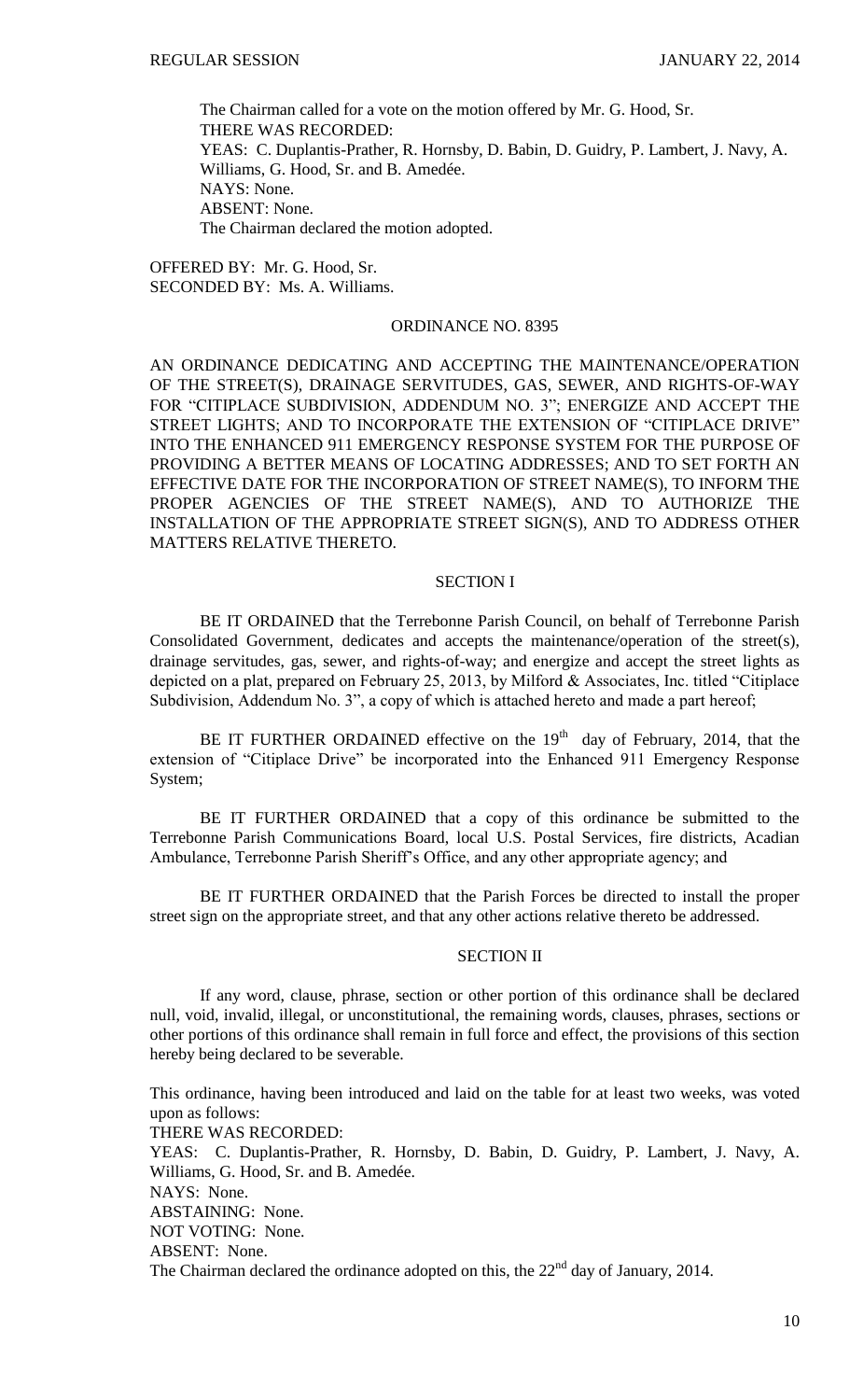The Chairman called for a vote on the motion offered by Mr. G. Hood, Sr.
THERE WAS RECORDED:
YEAS: C. Duplantis-Prather, R. Hornsby, D. Babin, D. Guidry, P. Lambert, J. Navy, A. Williams, G. Hood, Sr. and B. Amedée.
NAYS: None.
ABSENT: None.
The Chairman declared the motion adopted.

OFFERED BY: Mr. G. Hood, Sr.
SECONDED BY: Ms. A. Williams.

ORDINANCE NO. 8395

AN ORDINANCE DEDICATING AND ACCEPTING THE MAINTENANCE/OPERATION OF THE STREET(S), DRAINAGE SERVITUDES, GAS, SEWER, AND RIGHTS-OF-WAY FOR "CITIPLACE SUBDIVISION, ADDENDUM NO. 3"; ENERGIZE AND ACCEPT THE STREET LIGHTS; AND TO INCORPORATE THE EXTENSION OF "CITIPLACE DRIVE" INTO THE ENHANCED 911 EMERGENCY RESPONSE SYSTEM FOR THE PURPOSE OF PROVIDING A BETTER MEANS OF LOCATING ADDRESSES; AND TO SET FORTH AN EFFECTIVE DATE FOR THE INCORPORATION OF STREET NAME(S), TO INFORM THE PROPER AGENCIES OF THE STREET NAME(S), AND TO AUTHORIZE THE INSTALLATION OF THE APPROPRIATE STREET SIGN(S), AND TO ADDRESS OTHER MATTERS RELATIVE THERETO.

SECTION I

BE IT ORDAINED that the Terrebonne Parish Council, on behalf of Terrebonne Parish Consolidated Government, dedicates and accepts the maintenance/operation of the street(s), drainage servitudes, gas, sewer, and rights-of-way; and energize and accept the street lights as depicted on a plat, prepared on February 25, 2013, by Milford & Associates, Inc. titled "Citiplace Subdivision, Addendum No. 3", a copy of which is attached hereto and made a part hereof;

BE IT FURTHER ORDAINED effective on the 19th day of February, 2014, that the extension of "Citiplace Drive" be incorporated into the Enhanced 911 Emergency Response System;

BE IT FURTHER ORDAINED that a copy of this ordinance be submitted to the Terrebonne Parish Communications Board, local U.S. Postal Services, fire districts, Acadian Ambulance, Terrebonne Parish Sheriff's Office, and any other appropriate agency; and

BE IT FURTHER ORDAINED that the Parish Forces be directed to install the proper street sign on the appropriate street, and that any other actions relative thereto be addressed.

SECTION II

If any word, clause, phrase, section or other portion of this ordinance shall be declared null, void, invalid, illegal, or unconstitutional, the remaining words, clauses, phrases, sections or other portions of this ordinance shall remain in full force and effect, the provisions of this section hereby being declared to be severable.

This ordinance, having been introduced and laid on the table for at least two weeks, was voted upon as follows:
THERE WAS RECORDED:
YEAS: C. Duplantis-Prather, R. Hornsby, D. Babin, D. Guidry, P. Lambert, J. Navy, A. Williams, G. Hood, Sr. and B. Amedée.
NAYS: None.
ABSTAINING: None.
NOT VOTING: None.
ABSENT: None.
The Chairman declared the ordinance adopted on this, the 22nd day of January, 2014.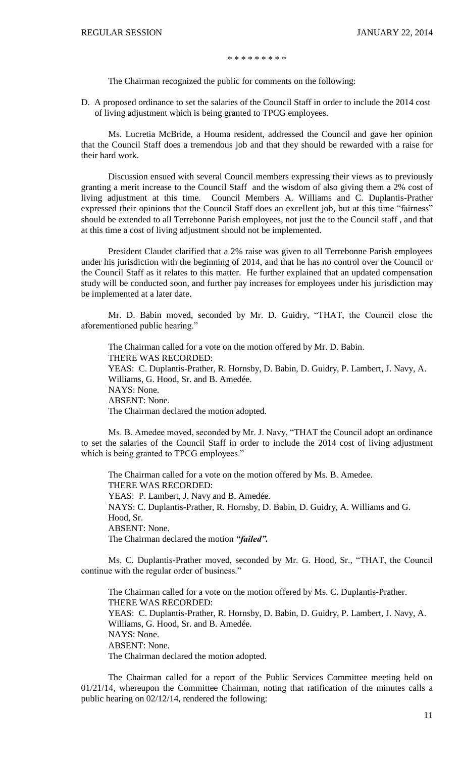\* \* \* \* \* \* \* \* \*

The Chairman recognized the public for comments on the following:

D. A proposed ordinance to set the salaries of the Council Staff in order to include the 2014 cost of living adjustment which is being granted to TPCG employees.

Ms. Lucretia McBride, a Houma resident, addressed the Council and gave her opinion that the Council Staff does a tremendous job and that they should be rewarded with a raise for their hard work.

Discussion ensued with several Council members expressing their views as to previously granting a merit increase to the Council Staff and the wisdom of also giving them a 2% cost of living adjustment at this time. Council Members A. Williams and C. Duplantis-Prather expressed their opinions that the Council Staff does an excellent job, but at this time "fairness" should be extended to all Terrebonne Parish employees, not just the to the Council staff , and that at this time a cost of living adjustment should not be implemented.

President Claudet clarified that a 2% raise was given to all Terrebonne Parish employees under his jurisdiction with the beginning of 2014, and that he has no control over the Council or the Council Staff as it relates to this matter. He further explained that an updated compensation study will be conducted soon, and further pay increases for employees under his jurisdiction may be implemented at a later date.

Mr. D. Babin moved, seconded by Mr. D. Guidry, "THAT, the Council close the aforementioned public hearing."

The Chairman called for a vote on the motion offered by Mr. D. Babin.
THERE WAS RECORDED:
YEAS: C. Duplantis-Prather, R. Hornsby, D. Babin, D. Guidry, P. Lambert, J. Navy, A. Williams, G. Hood, Sr. and B. Amedée.
NAYS: None.
ABSENT: None.
The Chairman declared the motion adopted.

Ms. B. Amedee moved, seconded by Mr. J. Navy, "THAT the Council adopt an ordinance to set the salaries of the Council Staff in order to include the 2014 cost of living adjustment which is being granted to TPCG employees."

The Chairman called for a vote on the motion offered by Ms. B. Amedee.
THERE WAS RECORDED:
YEAS: P. Lambert, J. Navy and B. Amedée.
NAYS: C. Duplantis-Prather, R. Hornsby, D. Babin, D. Guidry, A. Williams and G. Hood, Sr.
ABSENT: None.
The Chairman declared the motion ***"failed".***

Ms. C. Duplantis-Prather moved, seconded by Mr. G. Hood, Sr., "THAT, the Council continue with the regular order of business."

The Chairman called for a vote on the motion offered by Ms. C. Duplantis-Prather.
THERE WAS RECORDED:
YEAS: C. Duplantis-Prather, R. Hornsby, D. Babin, D. Guidry, P. Lambert, J. Navy, A. Williams, G. Hood, Sr. and B. Amedée.
NAYS: None.
ABSENT: None.
The Chairman declared the motion adopted.

The Chairman called for a report of the Public Services Committee meeting held on 01/21/14, whereupon the Committee Chairman, noting that ratification of the minutes calls a public hearing on 02/12/14, rendered the following: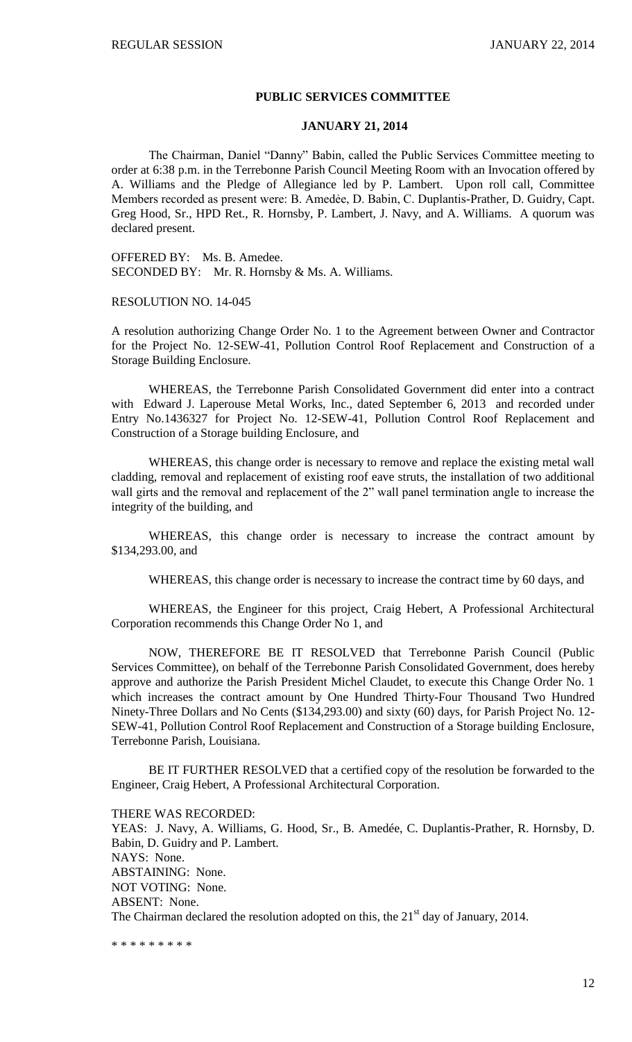## PUBLIC SERVICES COMMITTEE

### JANUARY 21, 2014

The Chairman, Daniel "Danny" Babin, called the Public Services Committee meeting to order at 6:38 p.m. in the Terrebonne Parish Council Meeting Room with an Invocation offered by A. Williams and the Pledge of Allegiance led by P. Lambert. Upon roll call, Committee Members recorded as present were: B. Amedée, D. Babin, C. Duplantis-Prather, D. Guidry, Capt. Greg Hood, Sr., HPD Ret., R. Hornsby, P. Lambert, J. Navy, and A. Williams. A quorum was declared present.

OFFERED BY: Ms. B. Amedee.
SECONDED BY: Mr. R. Hornsby & Ms. A. Williams.

RESOLUTION NO. 14-045

A resolution authorizing Change Order No. 1 to the Agreement between Owner and Contractor for the Project No. 12-SEW-41, Pollution Control Roof Replacement and Construction of a Storage Building Enclosure.

WHEREAS, the Terrebonne Parish Consolidated Government did enter into a contract with Edward J. Laperouse Metal Works, Inc., dated September 6, 2013 and recorded under Entry No.1436327 for Project No. 12-SEW-41, Pollution Control Roof Replacement and Construction of a Storage building Enclosure, and

WHEREAS, this change order is necessary to remove and replace the existing metal wall cladding, removal and replacement of existing roof eave struts, the installation of two additional wall girts and the removal and replacement of the 2" wall panel termination angle to increase the integrity of the building, and

WHEREAS, this change order is necessary to increase the contract amount by $134,293.00, and

WHEREAS, this change order is necessary to increase the contract time by 60 days, and

WHEREAS, the Engineer for this project, Craig Hebert, A Professional Architectural Corporation recommends this Change Order No 1, and

NOW, THEREFORE BE IT RESOLVED that Terrebonne Parish Council (Public Services Committee), on behalf of the Terrebonne Parish Consolidated Government, does hereby approve and authorize the Parish President Michel Claudet, to execute this Change Order No. 1 which increases the contract amount by One Hundred Thirty-Four Thousand Two Hundred Ninety-Three Dollars and No Cents ($134,293.00) and sixty (60) days, for Parish Project No. 12-SEW-41, Pollution Control Roof Replacement and Construction of a Storage building Enclosure, Terrebonne Parish, Louisiana.

BE IT FURTHER RESOLVED that a certified copy of the resolution be forwarded to the Engineer, Craig Hebert, A Professional Architectural Corporation.

THERE WAS RECORDED:
YEAS: J. Navy, A. Williams, G. Hood, Sr., B. Amedée, C. Duplantis-Prather, R. Hornsby, D. Babin, D. Guidry and P. Lambert.
NAYS: None.
ABSTAINING: None.
NOT VOTING: None.
ABSENT: None.
The Chairman declared the resolution adopted on this, the 21st day of January, 2014.

* * * * * * * * *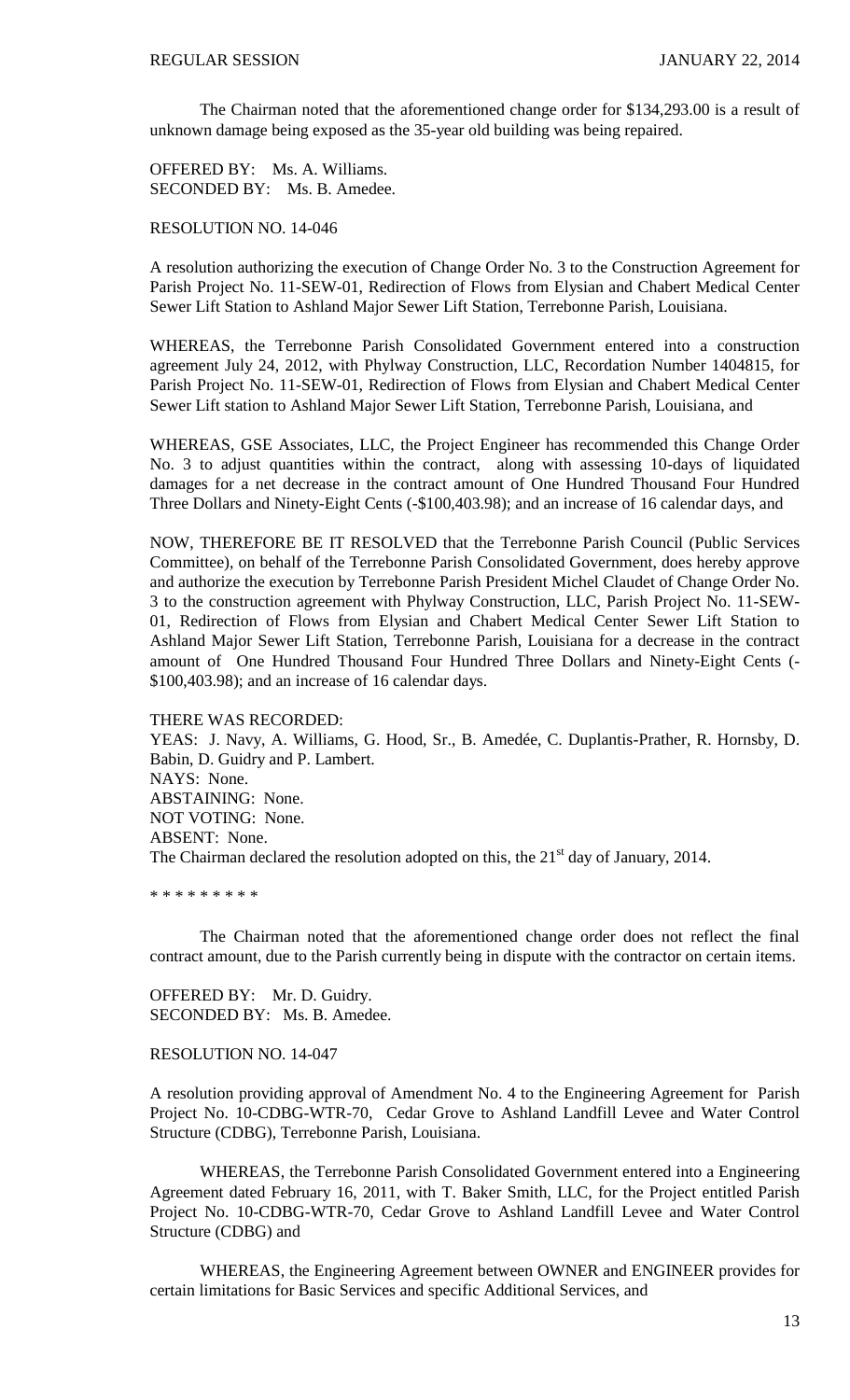The Chairman noted that the aforementioned change order for $134,293.00 is a result of unknown damage being exposed as the 35-year old building was being repaired.

OFFERED BY: Ms. A. Williams.
SECONDED BY: Ms. B. Amedee.

RESOLUTION NO. 14-046

A resolution authorizing the execution of Change Order No. 3 to the Construction Agreement for Parish Project No. 11-SEW-01, Redirection of Flows from Elysian and Chabert Medical Center Sewer Lift Station to Ashland Major Sewer Lift Station, Terrebonne Parish, Louisiana.

WHEREAS, the Terrebonne Parish Consolidated Government entered into a construction agreement July 24, 2012, with Phylway Construction, LLC, Recordation Number 1404815, for Parish Project No. 11-SEW-01, Redirection of Flows from Elysian and Chabert Medical Center Sewer Lift station to Ashland Major Sewer Lift Station, Terrebonne Parish, Louisiana, and

WHEREAS, GSE Associates, LLC, the Project Engineer has recommended this Change Order No. 3 to adjust quantities within the contract, along with assessing 10-days of liquidated damages for a net decrease in the contract amount of One Hundred Thousand Four Hundred Three Dollars and Ninety-Eight Cents (-$100,403.98); and an increase of 16 calendar days, and

NOW, THEREFORE BE IT RESOLVED that the Terrebonne Parish Council (Public Services Committee), on behalf of the Terrebonne Parish Consolidated Government, does hereby approve and authorize the execution by Terrebonne Parish President Michel Claudet of Change Order No. 3 to the construction agreement with Phylway Construction, LLC, Parish Project No. 11-SEW-01, Redirection of Flows from Elysian and Chabert Medical Center Sewer Lift Station to Ashland Major Sewer Lift Station, Terrebonne Parish, Louisiana for a decrease in the contract amount of One Hundred Thousand Four Hundred Three Dollars and Ninety-Eight Cents (-$100,403.98); and an increase of 16 calendar days.

THERE WAS RECORDED:
YEAS: J. Navy, A. Williams, G. Hood, Sr., B. Amedée, C. Duplantis-Prather, R. Hornsby, D. Babin, D. Guidry and P. Lambert.
NAYS: None.
ABSTAINING: None.
NOT VOTING: None.
ABSENT: None.
The Chairman declared the resolution adopted on this, the 21st day of January, 2014.

* * * * * * * * *

The Chairman noted that the aforementioned change order does not reflect the final contract amount, due to the Parish currently being in dispute with the contractor on certain items.

OFFERED BY: Mr. D. Guidry.
SECONDED BY: Ms. B. Amedee.

RESOLUTION NO. 14-047

A resolution providing approval of Amendment No. 4 to the Engineering Agreement for Parish Project No. 10-CDBG-WTR-70, Cedar Grove to Ashland Landfill Levee and Water Control Structure (CDBG), Terrebonne Parish, Louisiana.

WHEREAS, the Terrebonne Parish Consolidated Government entered into a Engineering Agreement dated February 16, 2011, with T. Baker Smith, LLC, for the Project entitled Parish Project No. 10-CDBG-WTR-70, Cedar Grove to Ashland Landfill Levee and Water Control Structure (CDBG) and

WHEREAS, the Engineering Agreement between OWNER and ENGINEER provides for certain limitations for Basic Services and specific Additional Services, and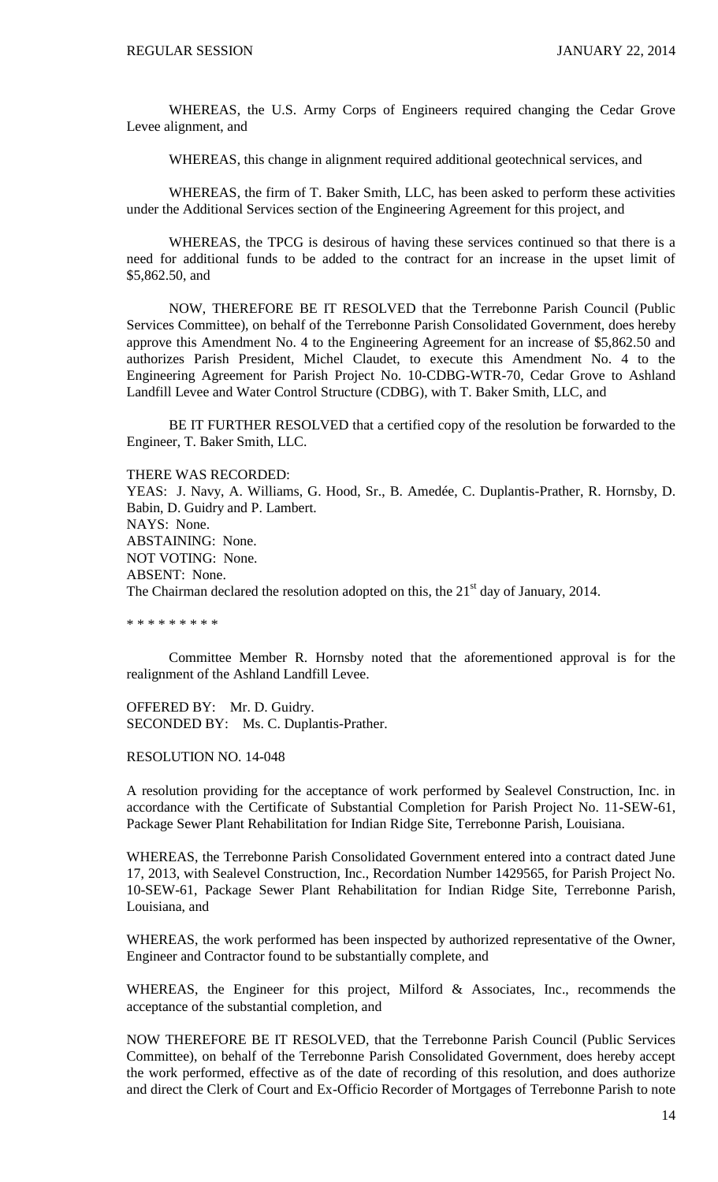WHEREAS, the U.S. Army Corps of Engineers required changing the Cedar Grove Levee alignment, and

WHEREAS, this change in alignment required additional geotechnical services, and

WHEREAS, the firm of T. Baker Smith, LLC, has been asked to perform these activities under the Additional Services section of the Engineering Agreement for this project, and

WHEREAS, the TPCG is desirous of having these services continued so that there is a need for additional funds to be added to the contract for an increase in the upset limit of $5,862.50, and

NOW, THEREFORE BE IT RESOLVED that the Terrebonne Parish Council (Public Services Committee), on behalf of the Terrebonne Parish Consolidated Government, does hereby approve this Amendment No. 4 to the Engineering Agreement for an increase of $5,862.50 and authorizes Parish President, Michel Claudet, to execute this Amendment No. 4 to the Engineering Agreement for Parish Project No. 10-CDBG-WTR-70, Cedar Grove to Ashland Landfill Levee and Water Control Structure (CDBG), with T. Baker Smith, LLC, and

BE IT FURTHER RESOLVED that a certified copy of the resolution be forwarded to the Engineer, T. Baker Smith, LLC.

THERE WAS RECORDED:
YEAS: J. Navy, A. Williams, G. Hood, Sr., B. Amedée, C. Duplantis-Prather, R. Hornsby, D. Babin, D. Guidry and P. Lambert.
NAYS: None.
ABSTAINING: None.
NOT VOTING: None.
ABSENT: None.
The Chairman declared the resolution adopted on this, the 21st day of January, 2014.

* * * * * * * * *

Committee Member R. Hornsby noted that the aforementioned approval is for the realignment of the Ashland Landfill Levee.

OFFERED BY: Mr. D. Guidry.
SECONDED BY: Ms. C. Duplantis-Prather.

RESOLUTION NO. 14-048

A resolution providing for the acceptance of work performed by Sealevel Construction, Inc. in accordance with the Certificate of Substantial Completion for Parish Project No. 11-SEW-61, Package Sewer Plant Rehabilitation for Indian Ridge Site, Terrebonne Parish, Louisiana.

WHEREAS, the Terrebonne Parish Consolidated Government entered into a contract dated June 17, 2013, with Sealevel Construction, Inc., Recordation Number 1429565, for Parish Project No. 10-SEW-61, Package Sewer Plant Rehabilitation for Indian Ridge Site, Terrebonne Parish, Louisiana, and

WHEREAS, the work performed has been inspected by authorized representative of the Owner, Engineer and Contractor found to be substantially complete, and

WHEREAS, the Engineer for this project, Milford & Associates, Inc., recommends the acceptance of the substantial completion, and

NOW THEREFORE BE IT RESOLVED, that the Terrebonne Parish Council (Public Services Committee), on behalf of the Terrebonne Parish Consolidated Government, does hereby accept the work performed, effective as of the date of recording of this resolution, and does authorize and direct the Clerk of Court and Ex-Officio Recorder of Mortgages of Terrebonne Parish to note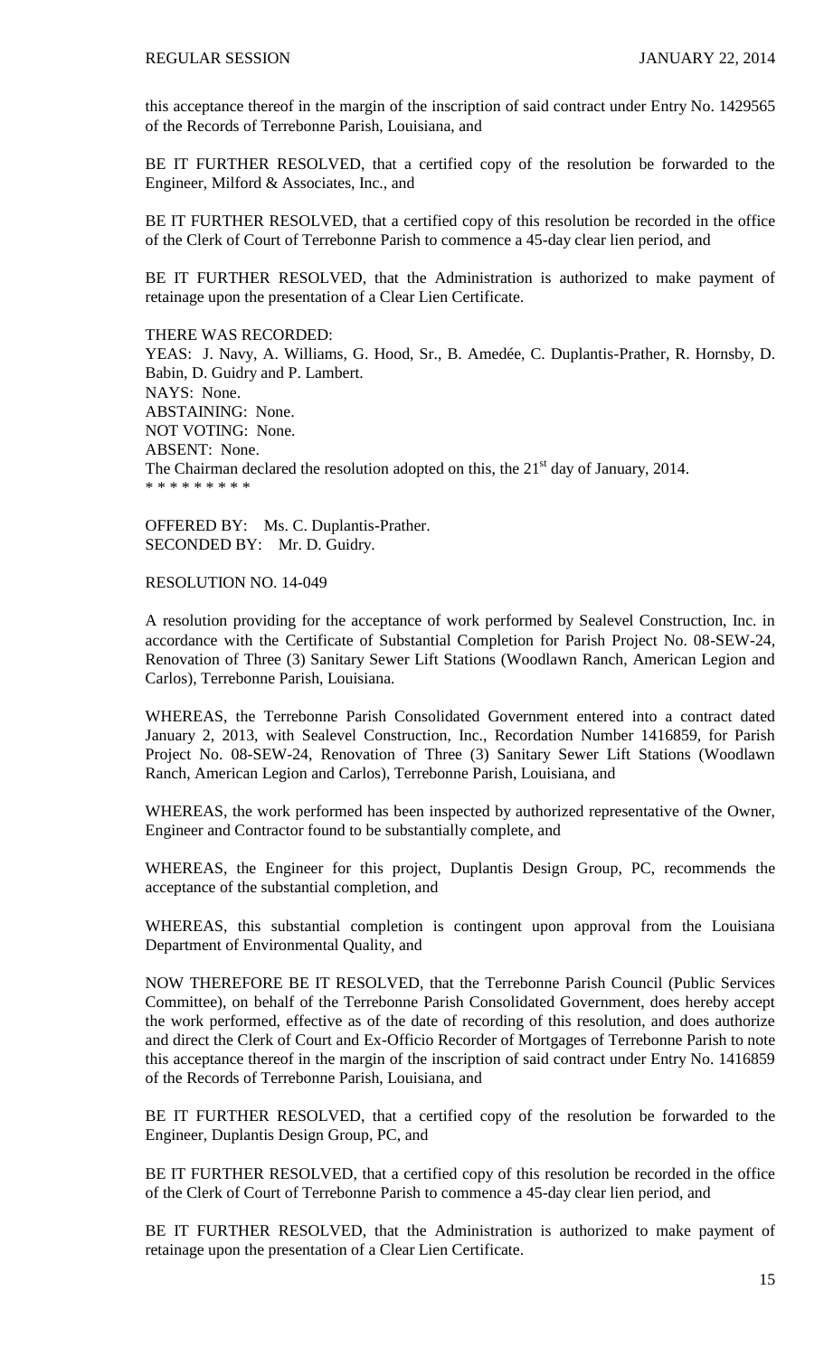this acceptance thereof in the margin of the inscription of said contract under Entry No. 1429565 of the Records of Terrebonne Parish, Louisiana, and

BE IT FURTHER RESOLVED, that a certified copy of the resolution be forwarded to the Engineer, Milford & Associates, Inc., and

BE IT FURTHER RESOLVED, that a certified copy of this resolution be recorded in the office of the Clerk of Court of Terrebonne Parish to commence a 45-day clear lien period, and

BE IT FURTHER RESOLVED, that the Administration is authorized to make payment of retainage upon the presentation of a Clear Lien Certificate.

THERE WAS RECORDED:
YEAS: J. Navy, A. Williams, G. Hood, Sr., B. Amedée, C. Duplantis-Prather, R. Hornsby, D. Babin, D. Guidry and P. Lambert.
NAYS: None.
ABSTAINING: None.
NOT VOTING: None.
ABSENT: None.
The Chairman declared the resolution adopted on this, the 21st day of January, 2014.
* * * * * * * * *

OFFERED BY: Ms. C. Duplantis-Prather.
SECONDED BY: Mr. D. Guidry.

RESOLUTION NO. 14-049

A resolution providing for the acceptance of work performed by Sealevel Construction, Inc. in accordance with the Certificate of Substantial Completion for Parish Project No. 08-SEW-24, Renovation of Three (3) Sanitary Sewer Lift Stations (Woodlawn Ranch, American Legion and Carlos), Terrebonne Parish, Louisiana.

WHEREAS, the Terrebonne Parish Consolidated Government entered into a contract dated January 2, 2013, with Sealevel Construction, Inc., Recordation Number 1416859, for Parish Project No. 08-SEW-24, Renovation of Three (3) Sanitary Sewer Lift Stations (Woodlawn Ranch, American Legion and Carlos), Terrebonne Parish, Louisiana, and

WHEREAS, the work performed has been inspected by authorized representative of the Owner, Engineer and Contractor found to be substantially complete, and

WHEREAS, the Engineer for this project, Duplantis Design Group, PC, recommends the acceptance of the substantial completion, and

WHEREAS, this substantial completion is contingent upon approval from the Louisiana Department of Environmental Quality, and

NOW THEREFORE BE IT RESOLVED, that the Terrebonne Parish Council (Public Services Committee), on behalf of the Terrebonne Parish Consolidated Government, does hereby accept the work performed, effective as of the date of recording of this resolution, and does authorize and direct the Clerk of Court and Ex-Officio Recorder of Mortgages of Terrebonne Parish to note this acceptance thereof in the margin of the inscription of said contract under Entry No. 1416859 of the Records of Terrebonne Parish, Louisiana, and

BE IT FURTHER RESOLVED, that a certified copy of the resolution be forwarded to the Engineer, Duplantis Design Group, PC, and

BE IT FURTHER RESOLVED, that a certified copy of this resolution be recorded in the office of the Clerk of Court of Terrebonne Parish to commence a 45-day clear lien period, and

BE IT FURTHER RESOLVED, that the Administration is authorized to make payment of retainage upon the presentation of a Clear Lien Certificate.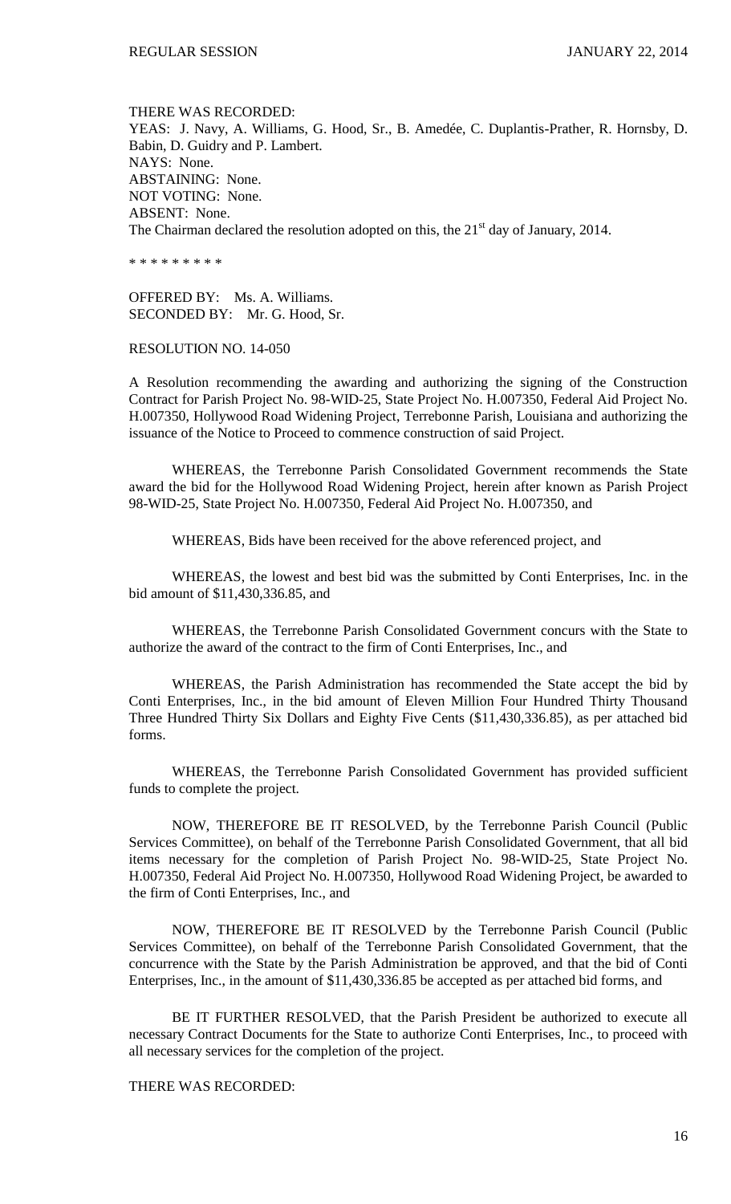THERE WAS RECORDED:
YEAS: J. Navy, A. Williams, G. Hood, Sr., B. Amedée, C. Duplantis-Prather, R. Hornsby, D. Babin, D. Guidry and P. Lambert.
NAYS: None.
ABSTAINING: None.
NOT VOTING: None.
ABSENT: None.
The Chairman declared the resolution adopted on this, the 21st day of January, 2014.

* * * * * * * * *

OFFERED BY: Ms. A. Williams.
SECONDED BY: Mr. G. Hood, Sr.

RESOLUTION NO. 14-050

A Resolution recommending the awarding and authorizing the signing of the Construction Contract for Parish Project No. 98-WID-25, State Project No. H.007350, Federal Aid Project No. H.007350, Hollywood Road Widening Project, Terrebonne Parish, Louisiana and authorizing the issuance of the Notice to Proceed to commence construction of said Project.

WHEREAS, the Terrebonne Parish Consolidated Government recommends the State award the bid for the Hollywood Road Widening Project, herein after known as Parish Project 98-WID-25, State Project No. H.007350, Federal Aid Project No. H.007350, and

WHEREAS, Bids have been received for the above referenced project, and

WHEREAS, the lowest and best bid was the submitted by Conti Enterprises, Inc. in the bid amount of $11,430,336.85, and

WHEREAS, the Terrebonne Parish Consolidated Government concurs with the State to authorize the award of the contract to the firm of Conti Enterprises, Inc., and

WHEREAS, the Parish Administration has recommended the State accept the bid by Conti Enterprises, Inc., in the bid amount of Eleven Million Four Hundred Thirty Thousand Three Hundred Thirty Six Dollars and Eighty Five Cents ($11,430,336.85), as per attached bid forms.

WHEREAS, the Terrebonne Parish Consolidated Government has provided sufficient funds to complete the project.

NOW, THEREFORE BE IT RESOLVED, by the Terrebonne Parish Council (Public Services Committee), on behalf of the Terrebonne Parish Consolidated Government, that all bid items necessary for the completion of Parish Project No. 98-WID-25, State Project No. H.007350, Federal Aid Project No. H.007350, Hollywood Road Widening Project, be awarded to the firm of Conti Enterprises, Inc., and

NOW, THEREFORE BE IT RESOLVED by the Terrebonne Parish Council (Public Services Committee), on behalf of the Terrebonne Parish Consolidated Government, that the concurrence with the State by the Parish Administration be approved, and that the bid of Conti Enterprises, Inc., in the amount of $11,430,336.85 be accepted as per attached bid forms, and

BE IT FURTHER RESOLVED, that the Parish President be authorized to execute all necessary Contract Documents for the State to authorize Conti Enterprises, Inc., to proceed with all necessary services for the completion of the project.

THERE WAS RECORDED: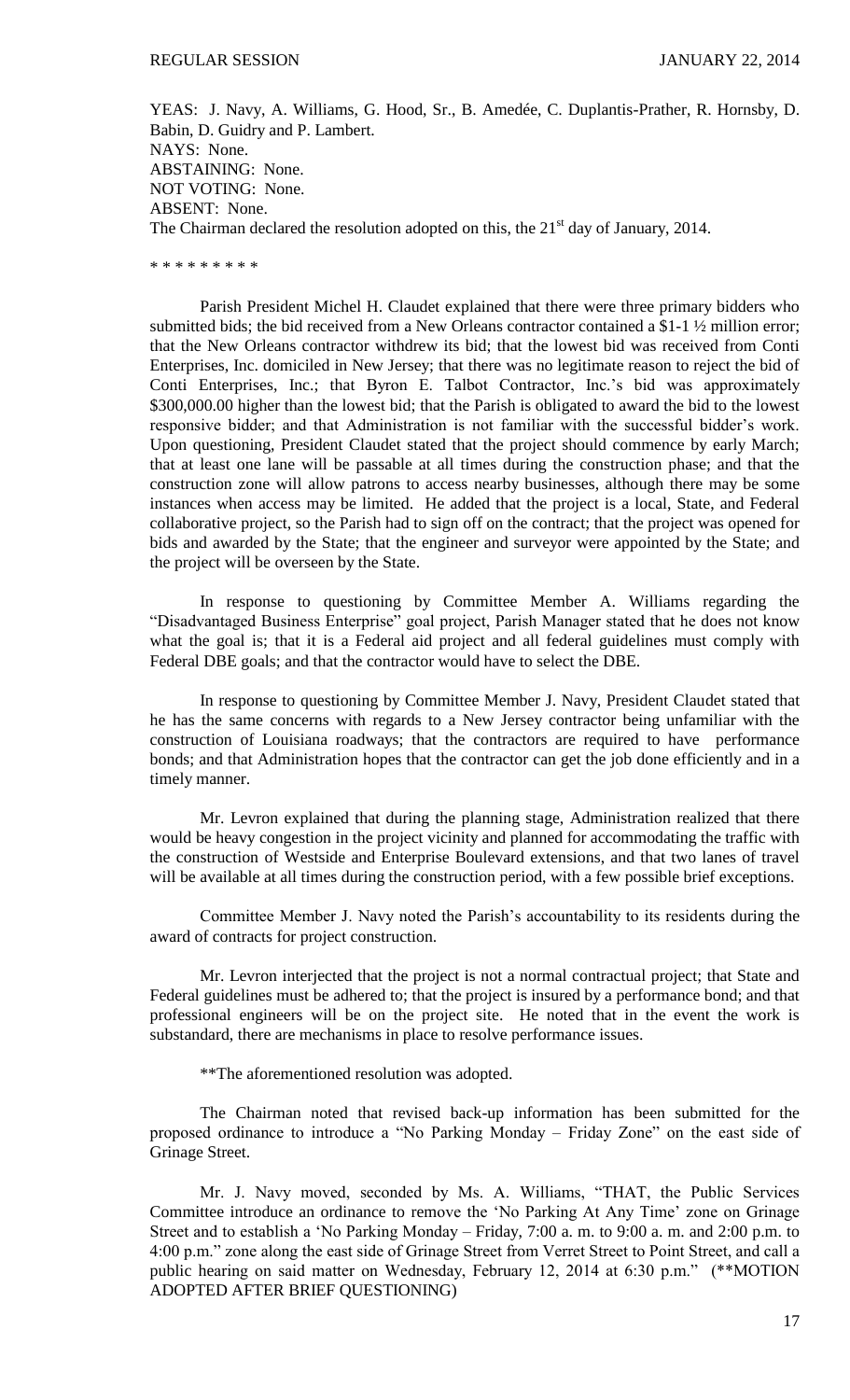YEAS: J. Navy, A. Williams, G. Hood, Sr., B. Amedée, C. Duplantis-Prather, R. Hornsby, D. Babin, D. Guidry and P. Lambert.
NAYS: None.
ABSTAINING: None.
NOT VOTING: None.
ABSENT: None.
The Chairman declared the resolution adopted on this, the 21st day of January, 2014.

\* \* \* \* \* \* \* \* \*

Parish President Michel H. Claudet explained that there were three primary bidders who submitted bids; the bid received from a New Orleans contractor contained a $1-1 ½ million error; that the New Orleans contractor withdrew its bid; that the lowest bid was received from Conti Enterprises, Inc. domiciled in New Jersey; that there was no legitimate reason to reject the bid of Conti Enterprises, Inc.; that Byron E. Talbot Contractor, Inc.'s bid was approximately $300,000.00 higher than the lowest bid; that the Parish is obligated to award the bid to the lowest responsive bidder; and that Administration is not familiar with the successful bidder's work. Upon questioning, President Claudet stated that the project should commence by early March; that at least one lane will be passable at all times during the construction phase; and that the construction zone will allow patrons to access nearby businesses, although there may be some instances when access may be limited. He added that the project is a local, State, and Federal collaborative project, so the Parish had to sign off on the contract; that the project was opened for bids and awarded by the State; that the engineer and surveyor were appointed by the State; and the project will be overseen by the State.

In response to questioning by Committee Member A. Williams regarding the "Disadvantaged Business Enterprise" goal project, Parish Manager stated that he does not know what the goal is; that it is a Federal aid project and all federal guidelines must comply with Federal DBE goals; and that the contractor would have to select the DBE.

In response to questioning by Committee Member J. Navy, President Claudet stated that he has the same concerns with regards to a New Jersey contractor being unfamiliar with the construction of Louisiana roadways; that the contractors are required to have performance bonds; and that Administration hopes that the contractor can get the job done efficiently and in a timely manner.

Mr. Levron explained that during the planning stage, Administration realized that there would be heavy congestion in the project vicinity and planned for accommodating the traffic with the construction of Westside and Enterprise Boulevard extensions, and that two lanes of travel will be available at all times during the construction period, with a few possible brief exceptions.

Committee Member J. Navy noted the Parish's accountability to its residents during the award of contracts for project construction.

Mr. Levron interjected that the project is not a normal contractual project; that State and Federal guidelines must be adhered to; that the project is insured by a performance bond; and that professional engineers will be on the project site. He noted that in the event the work is substandard, there are mechanisms in place to resolve performance issues.

**The aforementioned resolution was adopted.

The Chairman noted that revised back-up information has been submitted for the proposed ordinance to introduce a "No Parking Monday – Friday Zone" on the east side of Grinage Street.

Mr. J. Navy moved, seconded by Ms. A. Williams, "THAT, the Public Services Committee introduce an ordinance to remove the 'No Parking At Any Time' zone on Grinage Street and to establish a 'No Parking Monday – Friday, 7:00 a. m. to 9:00 a. m. and 2:00 p.m. to 4:00 p.m." zone along the east side of Grinage Street from Verret Street to Point Street, and call a public hearing on said matter on Wednesday, February 12, 2014 at 6:30 p.m." (**MOTION ADOPTED AFTER BRIEF QUESTIONING)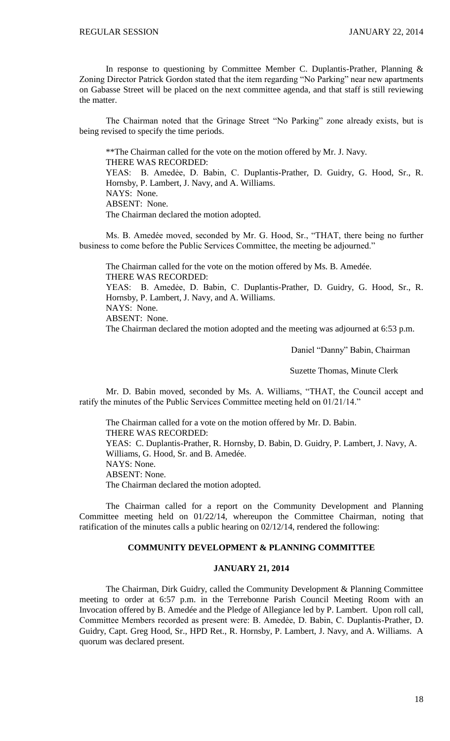In response to questioning by Committee Member C. Duplantis-Prather, Planning & Zoning Director Patrick Gordon stated that the item regarding "No Parking" near new apartments on Gabasse Street will be placed on the next committee agenda, and that staff is still reviewing the matter.

The Chairman noted that the Grinage Street "No Parking" zone already exists, but is being revised to specify the time periods.

**The Chairman called for the vote on the motion offered by Mr. J. Navy.
THERE WAS RECORDED:
YEAS: B. Amedèe, D. Babin, C. Duplantis-Prather, D. Guidry, G. Hood, Sr., R. Hornsby, P. Lambert, J. Navy, and A. Williams.
NAYS: None.
ABSENT: None.
The Chairman declared the motion adopted.

Ms. B. Amedée moved, seconded by Mr. G. Hood, Sr., "THAT, there being no further business to come before the Public Services Committee, the meeting be adjourned."

The Chairman called for the vote on the motion offered by Ms. B. Amedée.
THERE WAS RECORDED:
YEAS: B. Amedèe, D. Babin, C. Duplantis-Prather, D. Guidry, G. Hood, Sr., R. Hornsby, P. Lambert, J. Navy, and A. Williams.
NAYS: None.
ABSENT: None.
The Chairman declared the motion adopted and the meeting was adjourned at 6:53 p.m.

Daniel "Danny" Babin, Chairman

Suzette Thomas, Minute Clerk

Mr. D. Babin moved, seconded by Ms. A. Williams, "THAT, the Council accept and ratify the minutes of the Public Services Committee meeting held on 01/21/14."

The Chairman called for a vote on the motion offered by Mr. D. Babin.
THERE WAS RECORDED:
YEAS: C. Duplantis-Prather, R. Hornsby, D. Babin, D. Guidry, P. Lambert, J. Navy, A. Williams, G. Hood, Sr. and B. Amedée.
NAYS: None.
ABSENT: None.
The Chairman declared the motion adopted.

The Chairman called for a report on the Community Development and Planning Committee meeting held on 01/22/14, whereupon the Committee Chairman, noting that ratification of the minutes calls a public hearing on 02/12/14, rendered the following:

## COMMUNITY DEVELOPMENT & PLANNING COMMITTEE

## JANUARY 21, 2014

The Chairman, Dirk Guidry, called the Community Development & Planning Committee meeting to order at 6:57 p.m. in the Terrebonne Parish Council Meeting Room with an Invocation offered by B. Amedée and the Pledge of Allegiance led by P. Lambert. Upon roll call, Committee Members recorded as present were: B. Amedèe, D. Babin, C. Duplantis-Prather, D. Guidry, Capt. Greg Hood, Sr., HPD Ret., R. Hornsby, P. Lambert, J. Navy, and A. Williams. A quorum was declared present.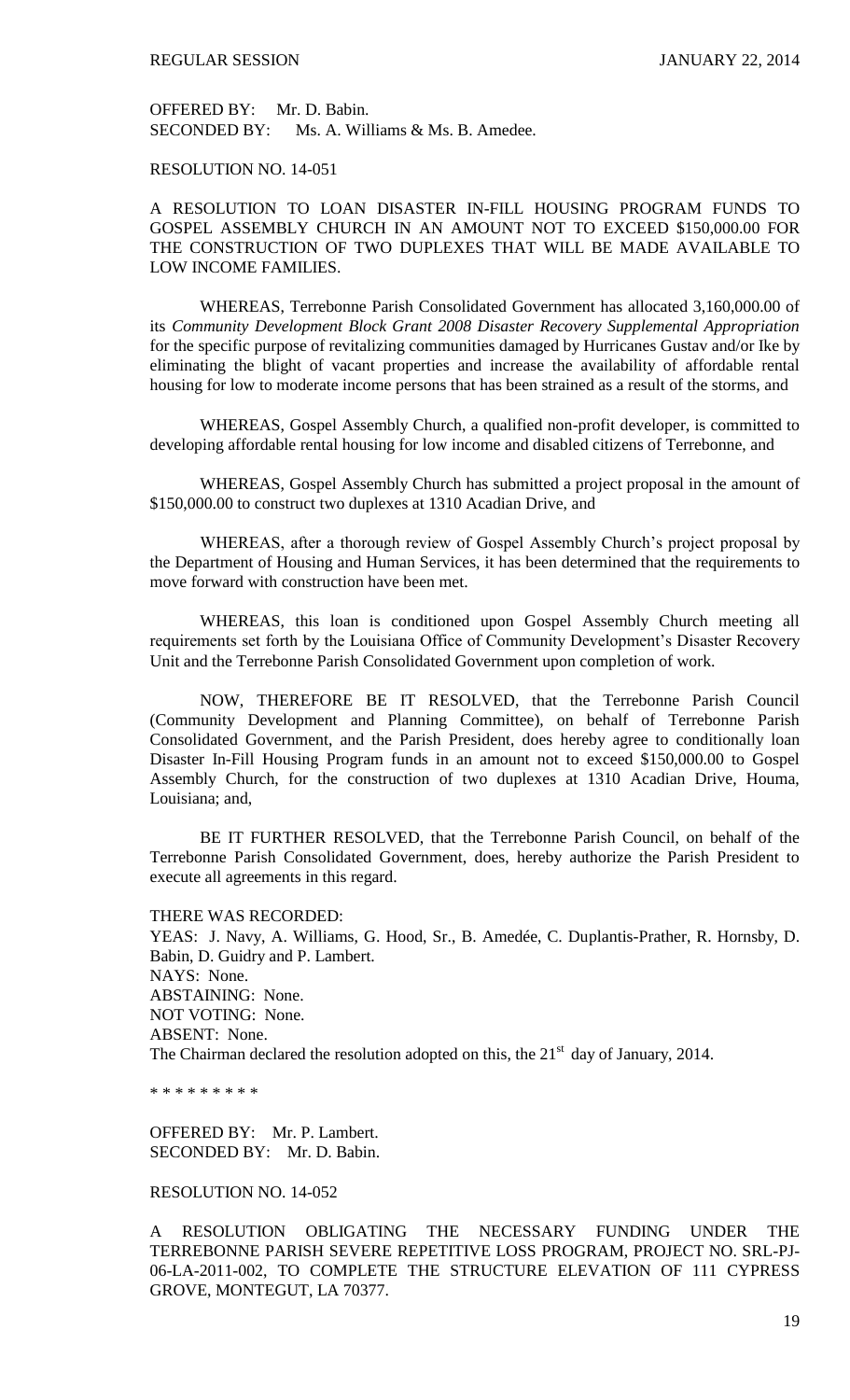OFFERED BY: Mr. D. Babin.
SECONDED BY: Ms. A. Williams & Ms. B. Amedee.

RESOLUTION NO. 14-051

A RESOLUTION TO LOAN DISASTER IN-FILL HOUSING PROGRAM FUNDS TO GOSPEL ASSEMBLY CHURCH IN AN AMOUNT NOT TO EXCEED $150,000.00 FOR THE CONSTRUCTION OF TWO DUPLEXES THAT WILL BE MADE AVAILABLE TO LOW INCOME FAMILIES.

WHEREAS, Terrebonne Parish Consolidated Government has allocated 3,160,000.00 of its *Community Development Block Grant 2008 Disaster Recovery Supplemental Appropriation* for the specific purpose of revitalizing communities damaged by Hurricanes Gustav and/or Ike by eliminating the blight of vacant properties and increase the availability of affordable rental housing for low to moderate income persons that has been strained as a result of the storms, and

WHEREAS, Gospel Assembly Church, a qualified non-profit developer, is committed to developing affordable rental housing for low income and disabled citizens of Terrebonne, and

WHEREAS, Gospel Assembly Church has submitted a project proposal in the amount of $150,000.00 to construct two duplexes at 1310 Acadian Drive, and

WHEREAS, after a thorough review of Gospel Assembly Church's project proposal by the Department of Housing and Human Services, it has been determined that the requirements to move forward with construction have been met.

WHEREAS, this loan is conditioned upon Gospel Assembly Church meeting all requirements set forth by the Louisiana Office of Community Development's Disaster Recovery Unit and the Terrebonne Parish Consolidated Government upon completion of work.

NOW, THEREFORE BE IT RESOLVED, that the Terrebonne Parish Council (Community Development and Planning Committee), on behalf of Terrebonne Parish Consolidated Government, and the Parish President, does hereby agree to conditionally loan Disaster In-Fill Housing Program funds in an amount not to exceed $150,000.00 to Gospel Assembly Church, for the construction of two duplexes at 1310 Acadian Drive, Houma, Louisiana; and,

BE IT FURTHER RESOLVED, that the Terrebonne Parish Council, on behalf of the Terrebonne Parish Consolidated Government, does, hereby authorize the Parish President to execute all agreements in this regard.

THERE WAS RECORDED:
YEAS: J. Navy, A. Williams, G. Hood, Sr., B. Amedée, C. Duplantis-Prather, R. Hornsby, D. Babin, D. Guidry and P. Lambert.
NAYS: None.
ABSTAINING: None.
NOT VOTING: None.
ABSENT: None.
The Chairman declared the resolution adopted on this, the 21st day of January, 2014.

* * * * * * * * *

OFFERED BY: Mr. P. Lambert.
SECONDED BY: Mr. D. Babin.

RESOLUTION NO. 14-052

A RESOLUTION OBLIGATING THE NECESSARY FUNDING UNDER THE TERREBONNE PARISH SEVERE REPETITIVE LOSS PROGRAM, PROJECT NO. SRL-PJ-06-LA-2011-002, TO COMPLETE THE STRUCTURE ELEVATION OF 111 CYPRESS GROVE, MONTEGUT, LA 70377.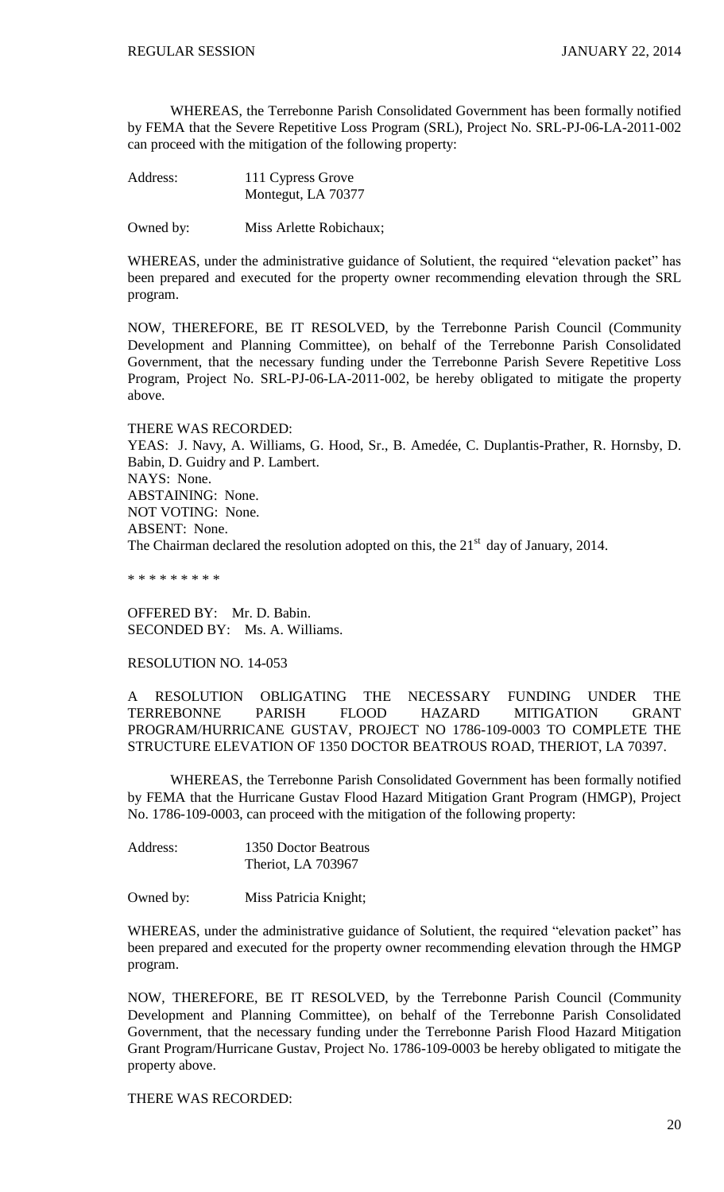WHEREAS, the Terrebonne Parish Consolidated Government has been formally notified by FEMA that the Severe Repetitive Loss Program (SRL), Project No. SRL-PJ-06-LA-2011-002 can proceed with the mitigation of the following property:

Address: 111 Cypress Grove
Montegut, LA 70377

Owned by: Miss Arlette Robichaux;

WHEREAS, under the administrative guidance of Solutient, the required "elevation packet" has been prepared and executed for the property owner recommending elevation through the SRL program.

NOW, THEREFORE, BE IT RESOLVED, by the Terrebonne Parish Council (Community Development and Planning Committee), on behalf of the Terrebonne Parish Consolidated Government, that the necessary funding under the Terrebonne Parish Severe Repetitive Loss Program, Project No. SRL-PJ-06-LA-2011-002, be hereby obligated to mitigate the property above.

THERE WAS RECORDED:
YEAS: J. Navy, A. Williams, G. Hood, Sr., B. Amedée, C. Duplantis-Prather, R. Hornsby, D. Babin, D. Guidry and P. Lambert.
NAYS: None.
ABSTAINING: None.
NOT VOTING: None.
ABSENT: None.
The Chairman declared the resolution adopted on this, the 21st day of January, 2014.

\* \* \* \* \* \* \* \* \*

OFFERED BY: Mr. D. Babin.
SECONDED BY: Ms. A. Williams.

RESOLUTION NO. 14-053

A RESOLUTION OBLIGATING THE NECESSARY FUNDING UNDER THE TERREBONNE PARISH FLOOD HAZARD MITIGATION GRANT PROGRAM/HURRICANE GUSTAV, PROJECT NO 1786-109-0003 TO COMPLETE THE STRUCTURE ELEVATION OF 1350 DOCTOR BEATROUS ROAD, THERIOT, LA 70397.

WHEREAS, the Terrebonne Parish Consolidated Government has been formally notified by FEMA that the Hurricane Gustav Flood Hazard Mitigation Grant Program (HMGP), Project No. 1786-109-0003, can proceed with the mitigation of the following property:

Address: 1350 Doctor Beatrous
Theriot, LA 703967

Owned by: Miss Patricia Knight;

WHEREAS, under the administrative guidance of Solutient, the required "elevation packet" has been prepared and executed for the property owner recommending elevation through the HMGP program.

NOW, THEREFORE, BE IT RESOLVED, by the Terrebonne Parish Council (Community Development and Planning Committee), on behalf of the Terrebonne Parish Consolidated Government, that the necessary funding under the Terrebonne Parish Flood Hazard Mitigation Grant Program/Hurricane Gustav, Project No. 1786-109-0003 be hereby obligated to mitigate the property above.

THERE WAS RECORDED: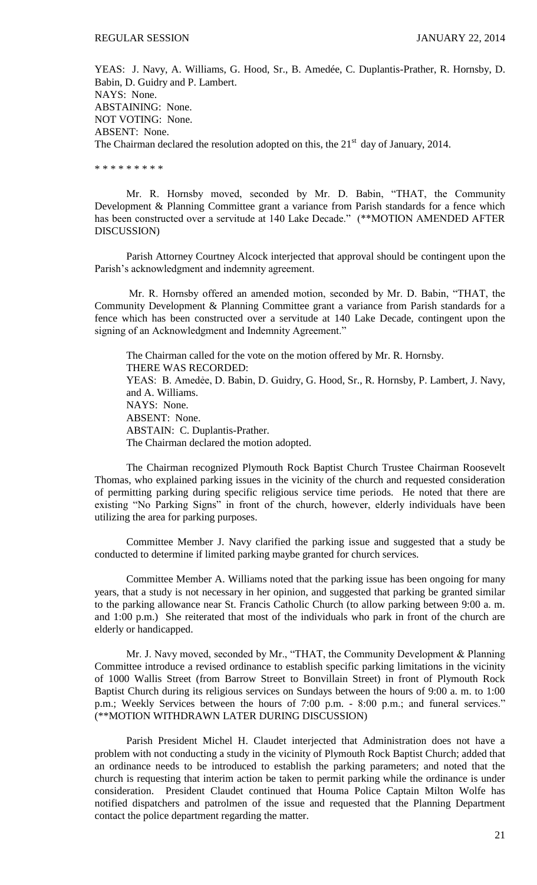YEAS: J. Navy, A. Williams, G. Hood, Sr., B. Amedée, C. Duplantis-Prather, R. Hornsby, D. Babin, D. Guidry and P. Lambert.
NAYS: None.
ABSTAINING: None.
NOT VOTING: None.
ABSENT: None.
The Chairman declared the resolution adopted on this, the 21st day of January, 2014.

\* \* \* \* \* \* \* \* \*

Mr. R. Hornsby moved, seconded by Mr. D. Babin, "THAT, the Community Development & Planning Committee grant a variance from Parish standards for a fence which has been constructed over a servitude at 140 Lake Decade." (**MOTION AMENDED AFTER DISCUSSION)

Parish Attorney Courtney Alcock interjected that approval should be contingent upon the Parish's acknowledgment and indemnity agreement.

Mr. R. Hornsby offered an amended motion, seconded by Mr. D. Babin, "THAT, the Community Development & Planning Committee grant a variance from Parish standards for a fence which has been constructed over a servitude at 140 Lake Decade, contingent upon the signing of an Acknowledgment and Indemnity Agreement."

The Chairman called for the vote on the motion offered by Mr. R. Hornsby.
THERE WAS RECORDED:
YEAS: B. Amedẻe, D. Babin, D. Guidry, G. Hood, Sr., R. Hornsby, P. Lambert, J. Navy, and A. Williams.
NAYS: None.
ABSENT: None.
ABSTAIN: C. Duplantis-Prather.
The Chairman declared the motion adopted.

The Chairman recognized Plymouth Rock Baptist Church Trustee Chairman Roosevelt Thomas, who explained parking issues in the vicinity of the church and requested consideration of permitting parking during specific religious service time periods. He noted that there are existing "No Parking Signs" in front of the church, however, elderly individuals have been utilizing the area for parking purposes.

Committee Member J. Navy clarified the parking issue and suggested that a study be conducted to determine if limited parking maybe granted for church services.

Committee Member A. Williams noted that the parking issue has been ongoing for many years, that a study is not necessary in her opinion, and suggested that parking be granted similar to the parking allowance near St. Francis Catholic Church (to allow parking between 9:00 a. m. and 1:00 p.m.) She reiterated that most of the individuals who park in front of the church are elderly or handicapped.

Mr. J. Navy moved, seconded by Mr., "THAT, the Community Development & Planning Committee introduce a revised ordinance to establish specific parking limitations in the vicinity of 1000 Wallis Street (from Barrow Street to Bonvillain Street) in front of Plymouth Rock Baptist Church during its religious services on Sundays between the hours of 9:00 a. m. to 1:00 p.m.; Weekly Services between the hours of 7:00 p.m. - 8:00 p.m.; and funeral services." (**MOTION WITHDRAWN LATER DURING DISCUSSION)

Parish President Michel H. Claudet interjected that Administration does not have a problem with not conducting a study in the vicinity of Plymouth Rock Baptist Church; added that an ordinance needs to be introduced to establish the parking parameters; and noted that the church is requesting that interim action be taken to permit parking while the ordinance is under consideration. President Claudet continued that Houma Police Captain Milton Wolfe has notified dispatchers and patrolmen of the issue and requested that the Planning Department contact the police department regarding the matter.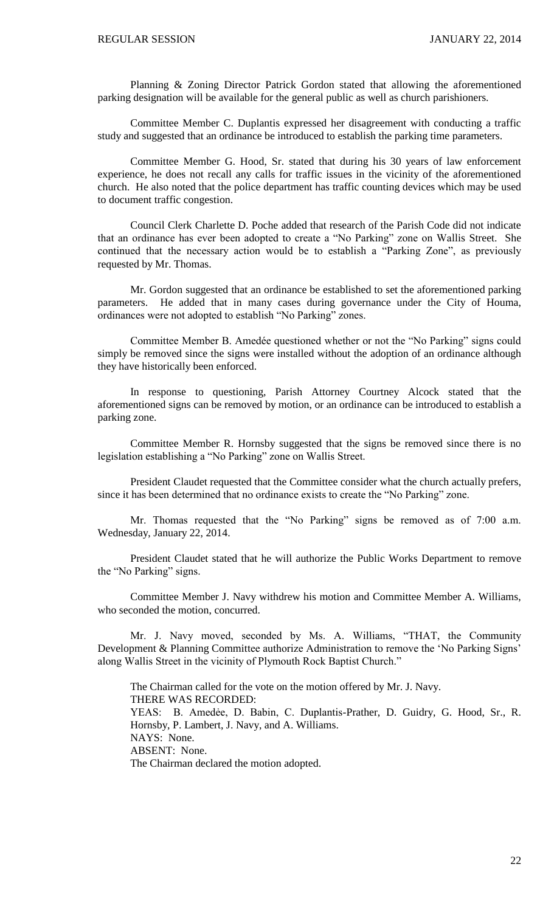Planning & Zoning Director Patrick Gordon stated that allowing the aforementioned parking designation will be available for the general public as well as church parishioners.

Committee Member C. Duplantis expressed her disagreement with conducting a traffic study and suggested that an ordinance be introduced to establish the parking time parameters.

Committee Member G. Hood, Sr. stated that during his 30 years of law enforcement experience, he does not recall any calls for traffic issues in the vicinity of the aforementioned church. He also noted that the police department has traffic counting devices which may be used to document traffic congestion.

Council Clerk Charlette D. Poche added that research of the Parish Code did not indicate that an ordinance has ever been adopted to create a "No Parking" zone on Wallis Street. She continued that the necessary action would be to establish a "Parking Zone", as previously requested by Mr. Thomas.

Mr. Gordon suggested that an ordinance be established to set the aforementioned parking parameters. He added that in many cases during governance under the City of Houma, ordinances were not adopted to establish "No Parking" zones.

Committee Member B. Amedée questioned whether or not the "No Parking" signs could simply be removed since the signs were installed without the adoption of an ordinance although they have historically been enforced.

In response to questioning, Parish Attorney Courtney Alcock stated that the aforementioned signs can be removed by motion, or an ordinance can be introduced to establish a parking zone.

Committee Member R. Hornsby suggested that the signs be removed since there is no legislation establishing a "No Parking" zone on Wallis Street.

President Claudet requested that the Committee consider what the church actually prefers, since it has been determined that no ordinance exists to create the "No Parking" zone.

Mr. Thomas requested that the "No Parking" signs be removed as of 7:00 a.m. Wednesday, January 22, 2014.

President Claudet stated that he will authorize the Public Works Department to remove the "No Parking" signs.

Committee Member J. Navy withdrew his motion and Committee Member A. Williams, who seconded the motion, concurred.

Mr. J. Navy moved, seconded by Ms. A. Williams, "THAT, the Community Development & Planning Committee authorize Administration to remove the 'No Parking Signs' along Wallis Street in the vicinity of Plymouth Rock Baptist Church."

The Chairman called for the vote on the motion offered by Mr. J. Navy.
THERE WAS RECORDED:
YEAS: B. Amedẻe, D. Babin, C. Duplantis-Prather, D. Guidry, G. Hood, Sr., R. Hornsby, P. Lambert, J. Navy, and A. Williams.
NAYS: None.
ABSENT: None.
The Chairman declared the motion adopted.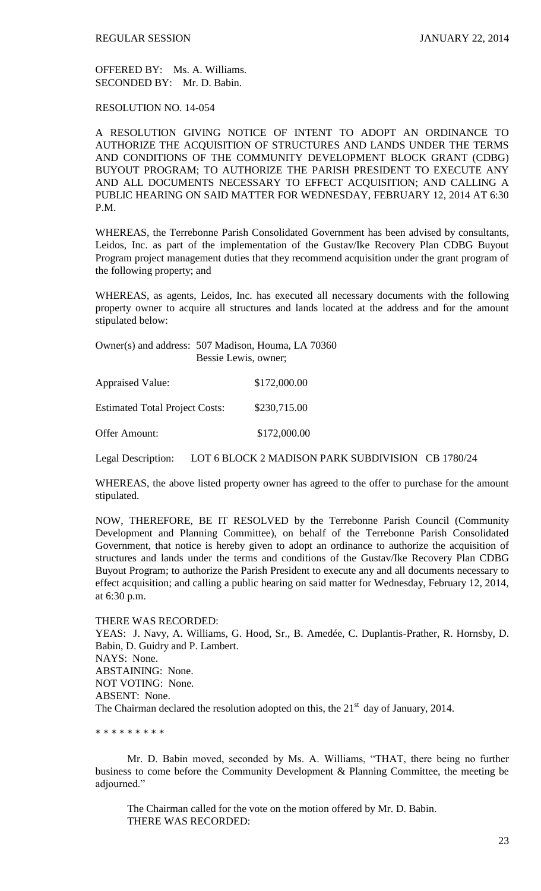OFFERED BY: Ms. A. Williams.
SECONDED BY: Mr. D. Babin.

RESOLUTION NO. 14-054

A RESOLUTION GIVING NOTICE OF INTENT TO ADOPT AN ORDINANCE TO AUTHORIZE THE ACQUISITION OF STRUCTURES AND LANDS UNDER THE TERMS AND CONDITIONS OF THE COMMUNITY DEVELOPMENT BLOCK GRANT (CDBG) BUYOUT PROGRAM; TO AUTHORIZE THE PARISH PRESIDENT TO EXECUTE ANY AND ALL DOCUMENTS NECESSARY TO EFFECT ACQUISITION; AND CALLING A PUBLIC HEARING ON SAID MATTER FOR WEDNESDAY, FEBRUARY 12, 2014 AT 6:30 P.M.

WHEREAS, the Terrebonne Parish Consolidated Government has been advised by consultants, Leidos, Inc. as part of the implementation of the Gustav/Ike Recovery Plan CDBG Buyout Program project management duties that they recommend acquisition under the grant program of the following property; and

WHEREAS, as agents, Leidos, Inc. has executed all necessary documents with the following property owner to acquire all structures and lands located at the address and for the amount stipulated below:

Owner(s) and address: 507 Madison, Houma, LA 70360
Bessie Lewis, owner;

Appraised Value: $172,000.00

Estimated Total Project Costs: $230,715.00

Offer Amount: $172,000.00

Legal Description: LOT 6 BLOCK 2 MADISON PARK SUBDIVISION CB 1780/24

WHEREAS, the above listed property owner has agreed to the offer to purchase for the amount stipulated.

NOW, THEREFORE, BE IT RESOLVED by the Terrebonne Parish Council (Community Development and Planning Committee), on behalf of the Terrebonne Parish Consolidated Government, that notice is hereby given to adopt an ordinance to authorize the acquisition of structures and lands under the terms and conditions of the Gustav/Ike Recovery Plan CDBG Buyout Program; to authorize the Parish President to execute any and all documents necessary to effect acquisition; and calling a public hearing on said matter for Wednesday, February 12, 2014, at 6:30 p.m.

THERE WAS RECORDED:
YEAS: J. Navy, A. Williams, G. Hood, Sr., B. Amedée, C. Duplantis-Prather, R. Hornsby, D. Babin, D. Guidry and P. Lambert.
NAYS: None.
ABSTAINING: None.
NOT VOTING: None.
ABSENT: None.
The Chairman declared the resolution adopted on this, the 21st day of January, 2014.

\* \* \* \* \* \* \* \* \*

Mr. D. Babin moved, seconded by Ms. A. Williams, "THAT, there being no further business to come before the Community Development & Planning Committee, the meeting be adjourned."

The Chairman called for the vote on the motion offered by Mr. D. Babin.
THERE WAS RECORDED: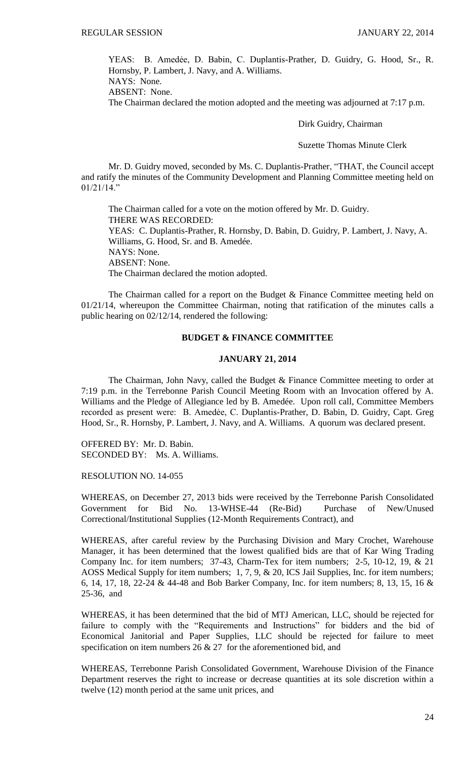YEAS: B. Amedée, D. Babin, C. Duplantis-Prather, D. Guidry, G. Hood, Sr., R. Hornsby, P. Lambert, J. Navy, and A. Williams.
NAYS: None.
ABSENT: None.
The Chairman declared the motion adopted and the meeting was adjourned at 7:17 p.m.

Dirk Guidry, Chairman

Suzette Thomas Minute Clerk

Mr. D. Guidry moved, seconded by Ms. C. Duplantis-Prather, "THAT, the Council accept and ratify the minutes of the Community Development and Planning Committee meeting held on 01/21/14."

The Chairman called for a vote on the motion offered by Mr. D. Guidry.
THERE WAS RECORDED:
YEAS: C. Duplantis-Prather, R. Hornsby, D. Babin, D. Guidry, P. Lambert, J. Navy, A. Williams, G. Hood, Sr. and B. Amedée.
NAYS: None.
ABSENT: None.
The Chairman declared the motion adopted.

The Chairman called for a report on the Budget & Finance Committee meeting held on 01/21/14, whereupon the Committee Chairman, noting that ratification of the minutes calls a public hearing on 02/12/14, rendered the following:

**BUDGET & FINANCE COMMITTEE**

**JANUARY 21, 2014**

The Chairman, John Navy, called the Budget & Finance Committee meeting to order at 7:19 p.m. in the Terrebonne Parish Council Meeting Room with an Invocation offered by A. Williams and the Pledge of Allegiance led by B. Amedée. Upon roll call, Committee Members recorded as present were: B. Amedée, C. Duplantis-Prather, D. Babin, D. Guidry, Capt. Greg Hood, Sr., R. Hornsby, P. Lambert, J. Navy, and A. Williams. A quorum was declared present.

OFFERED BY: Mr. D. Babin.
SECONDED BY: Ms. A. Williams.

RESOLUTION NO. 14-055

WHEREAS, on December 27, 2013 bids were received by the Terrebonne Parish Consolidated Government for Bid No. 13-WHSE-44 (Re-Bid) Purchase of New/Unused Correctional/Institutional Supplies (12-Month Requirements Contract), and

WHEREAS, after careful review by the Purchasing Division and Mary Crochet, Warehouse Manager, it has been determined that the lowest qualified bids are that of Kar Wing Trading Company Inc. for item numbers; 37-43, Charm-Tex for item numbers; 2-5, 10-12, 19, & 21 AOSS Medical Supply for item numbers; 1, 7, 9, & 20, ICS Jail Supplies, Inc. for item numbers; 6, 14, 17, 18, 22-24 & 44-48 and Bob Barker Company, Inc. for item numbers; 8, 13, 15, 16 & 25-36, and

WHEREAS, it has been determined that the bid of MTJ American, LLC, should be rejected for failure to comply with the "Requirements and Instructions" for bidders and the bid of Economical Janitorial and Paper Supplies, LLC should be rejected for failure to meet specification on item numbers 26 & 27 for the aforementioned bid, and

WHEREAS, Terrebonne Parish Consolidated Government, Warehouse Division of the Finance Department reserves the right to increase or decrease quantities at its sole discretion within a twelve (12) month period at the same unit prices, and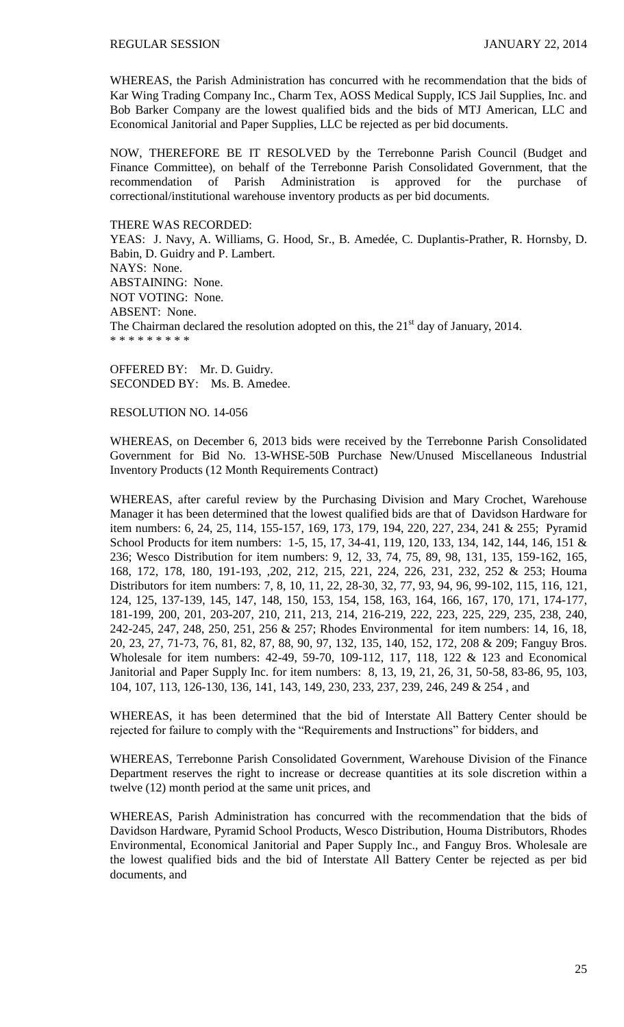WHEREAS, the Parish Administration has concurred with he recommendation that the bids of Kar Wing Trading Company Inc., Charm Tex, AOSS Medical Supply, ICS Jail Supplies, Inc. and Bob Barker Company are the lowest qualified bids and the bids of MTJ American, LLC and Economical Janitorial and Paper Supplies, LLC be rejected as per bid documents.

NOW, THEREFORE BE IT RESOLVED by the Terrebonne Parish Council (Budget and Finance Committee), on behalf of the Terrebonne Parish Consolidated Government, that the recommendation of Parish Administration is approved for the purchase of correctional/institutional warehouse inventory products as per bid documents.

THERE WAS RECORDED:
YEAS: J. Navy, A. Williams, G. Hood, Sr., B. Amedée, C. Duplantis-Prather, R. Hornsby, D. Babin, D. Guidry and P. Lambert.
NAYS: None.
ABSTAINING: None.
NOT VOTING: None.
ABSENT: None.
The Chairman declared the resolution adopted on this, the 21st day of January, 2014.
* * * * * * * * *

OFFERED BY: Mr. D. Guidry.
SECONDED BY: Ms. B. Amedee.

RESOLUTION NO. 14-056

WHEREAS, on December 6, 2013 bids were received by the Terrebonne Parish Consolidated Government for Bid No. 13-WHSE-50B Purchase New/Unused Miscellaneous Industrial Inventory Products (12 Month Requirements Contract)

WHEREAS, after careful review by the Purchasing Division and Mary Crochet, Warehouse Manager it has been determined that the lowest qualified bids are that of Davidson Hardware for item numbers: 6, 24, 25, 114, 155-157, 169, 173, 179, 194, 220, 227, 234, 241 & 255; Pyramid School Products for item numbers: 1-5, 15, 17, 34-41, 119, 120, 133, 134, 142, 144, 146, 151 & 236; Wesco Distribution for item numbers: 9, 12, 33, 74, 75, 89, 98, 131, 135, 159-162, 165, 168, 172, 178, 180, 191-193, ,202, 212, 215, 221, 224, 226, 231, 232, 252 & 253; Houma Distributors for item numbers: 7, 8, 10, 11, 22, 28-30, 32, 77, 93, 94, 96, 99-102, 115, 116, 121, 124, 125, 137-139, 145, 147, 148, 150, 153, 154, 158, 163, 164, 166, 167, 170, 171, 174-177, 181-199, 200, 201, 203-207, 210, 211, 213, 214, 216-219, 222, 223, 225, 229, 235, 238, 240, 242-245, 247, 248, 250, 251, 256 & 257; Rhodes Environmental for item numbers: 14, 16, 18, 20, 23, 27, 71-73, 76, 81, 82, 87, 88, 90, 97, 132, 135, 140, 152, 172, 208 & 209; Fanguy Bros. Wholesale for item numbers: 42-49, 59-70, 109-112, 117, 118, 122 & 123 and Economical Janitorial and Paper Supply Inc. for item numbers: 8, 13, 19, 21, 26, 31, 50-58, 83-86, 95, 103, 104, 107, 113, 126-130, 136, 141, 143, 149, 230, 233, 237, 239, 246, 249 & 254 , and

WHEREAS, it has been determined that the bid of Interstate All Battery Center should be rejected for failure to comply with the "Requirements and Instructions" for bidders, and

WHEREAS, Terrebonne Parish Consolidated Government, Warehouse Division of the Finance Department reserves the right to increase or decrease quantities at its sole discretion within a twelve (12) month period at the same unit prices, and

WHEREAS, Parish Administration has concurred with the recommendation that the bids of Davidson Hardware, Pyramid School Products, Wesco Distribution, Houma Distributors, Rhodes Environmental, Economical Janitorial and Paper Supply Inc., and Fanguy Bros. Wholesale are the lowest qualified bids and the bid of Interstate All Battery Center be rejected as per bid documents, and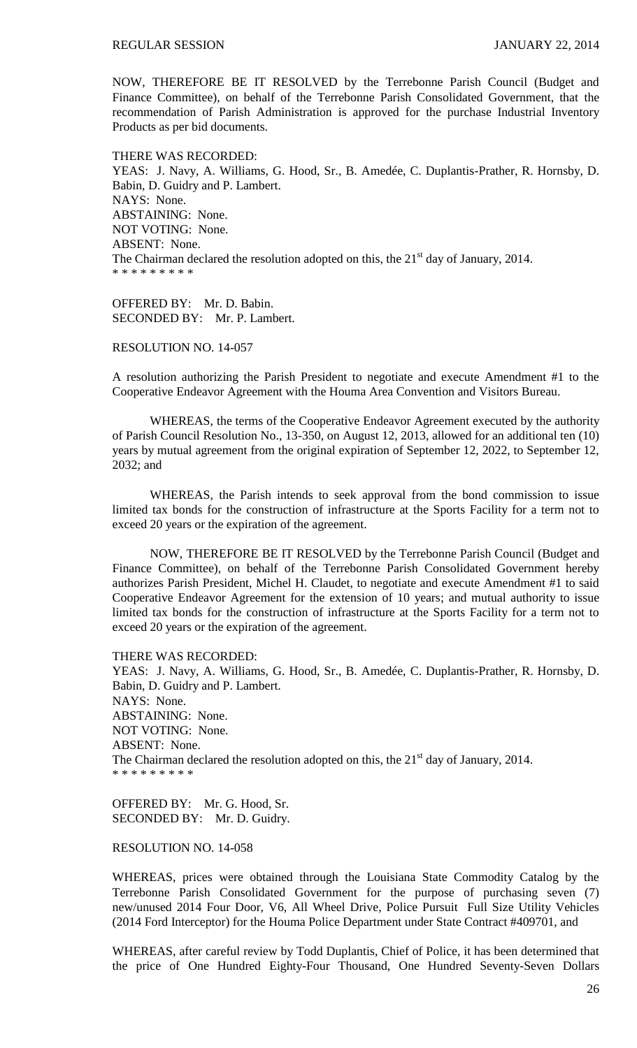NOW, THEREFORE BE IT RESOLVED by the Terrebonne Parish Council (Budget and Finance Committee), on behalf of the Terrebonne Parish Consolidated Government, that the recommendation of Parish Administration is approved for the purchase Industrial Inventory Products as per bid documents.

THERE WAS RECORDED:
YEAS: J. Navy, A. Williams, G. Hood, Sr., B. Amedée, C. Duplantis-Prather, R. Hornsby, D. Babin, D. Guidry and P. Lambert.
NAYS: None.
ABSTAINING: None.
NOT VOTING: None.
ABSENT: None.
The Chairman declared the resolution adopted on this, the 21st day of January, 2014.
* * * * * * * * *

OFFERED BY: Mr. D. Babin.
SECONDED BY: Mr. P. Lambert.

RESOLUTION NO. 14-057

A resolution authorizing the Parish President to negotiate and execute Amendment #1 to the Cooperative Endeavor Agreement with the Houma Area Convention and Visitors Bureau.

WHEREAS, the terms of the Cooperative Endeavor Agreement executed by the authority of Parish Council Resolution No., 13-350, on August 12, 2013, allowed for an additional ten (10) years by mutual agreement from the original expiration of September 12, 2022, to September 12, 2032; and

WHEREAS, the Parish intends to seek approval from the bond commission to issue limited tax bonds for the construction of infrastructure at the Sports Facility for a term not to exceed 20 years or the expiration of the agreement.

NOW, THEREFORE BE IT RESOLVED by the Terrebonne Parish Council (Budget and Finance Committee), on behalf of the Terrebonne Parish Consolidated Government hereby authorizes Parish President, Michel H. Claudet, to negotiate and execute Amendment #1 to said Cooperative Endeavor Agreement for the extension of 10 years; and mutual authority to issue limited tax bonds for the construction of infrastructure at the Sports Facility for a term not to exceed 20 years or the expiration of the agreement.

THERE WAS RECORDED:
YEAS: J. Navy, A. Williams, G. Hood, Sr., B. Amedée, C. Duplantis-Prather, R. Hornsby, D. Babin, D. Guidry and P. Lambert.
NAYS: None.
ABSTAINING: None.
NOT VOTING: None.
ABSENT: None.
The Chairman declared the resolution adopted on this, the 21st day of January, 2014.
* * * * * * * * *

OFFERED BY: Mr. G. Hood, Sr.
SECONDED BY: Mr. D. Guidry.

RESOLUTION NO. 14-058

WHEREAS, prices were obtained through the Louisiana State Commodity Catalog by the Terrebonne Parish Consolidated Government for the purpose of purchasing seven (7) new/unused 2014 Four Door, V6, All Wheel Drive, Police Pursuit Full Size Utility Vehicles (2014 Ford Interceptor) for the Houma Police Department under State Contract #409701, and

WHEREAS, after careful review by Todd Duplantis, Chief of Police, it has been determined that the price of One Hundred Eighty-Four Thousand, One Hundred Seventy-Seven Dollars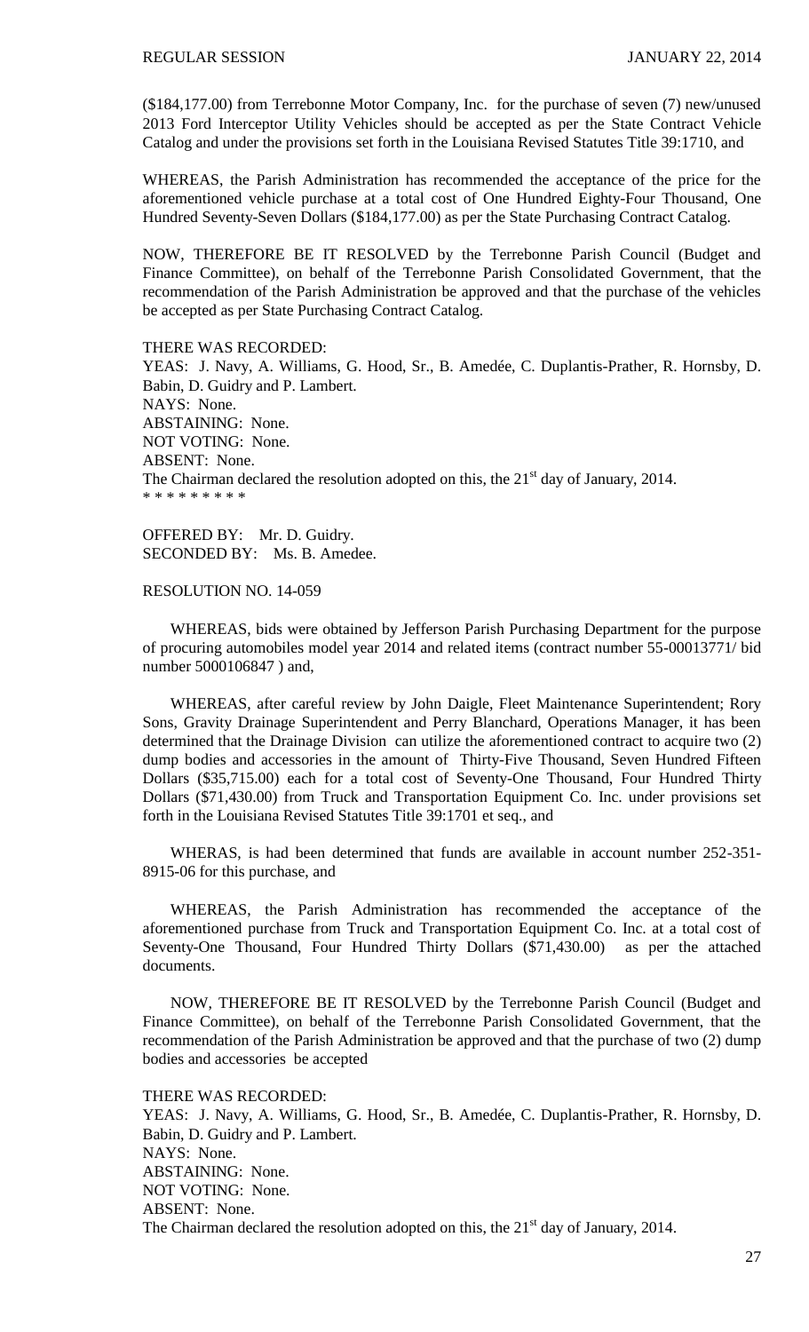($184,177.00) from Terrebonne Motor Company, Inc. for the purchase of seven (7) new/unused 2013 Ford Interceptor Utility Vehicles should be accepted as per the State Contract Vehicle Catalog and under the provisions set forth in the Louisiana Revised Statutes Title 39:1710, and

WHEREAS, the Parish Administration has recommended the acceptance of the price for the aforementioned vehicle purchase at a total cost of One Hundred Eighty-Four Thousand, One Hundred Seventy-Seven Dollars ($184,177.00) as per the State Purchasing Contract Catalog.

NOW, THEREFORE BE IT RESOLVED by the Terrebonne Parish Council (Budget and Finance Committee), on behalf of the Terrebonne Parish Consolidated Government, that the recommendation of the Parish Administration be approved and that the purchase of the vehicles be accepted as per State Purchasing Contract Catalog.

THERE WAS RECORDED:
YEAS: J. Navy, A. Williams, G. Hood, Sr., B. Amedée, C. Duplantis-Prather, R. Hornsby, D. Babin, D. Guidry and P. Lambert.
NAYS: None.
ABSTAINING: None.
NOT VOTING: None.
ABSENT: None.
The Chairman declared the resolution adopted on this, the 21st day of January, 2014.
* * * * * * * * *

OFFERED BY: Mr. D. Guidry.
SECONDED BY: Ms. B. Amedee.

RESOLUTION NO. 14-059

WHEREAS, bids were obtained by Jefferson Parish Purchasing Department for the purpose of procuring automobiles model year 2014 and related items (contract number 55-00013771/ bid number 5000106847 ) and,

WHEREAS, after careful review by John Daigle, Fleet Maintenance Superintendent; Rory Sons, Gravity Drainage Superintendent and Perry Blanchard, Operations Manager, it has been determined that the Drainage Division can utilize the aforementioned contract to acquire two (2) dump bodies and accessories in the amount of Thirty-Five Thousand, Seven Hundred Fifteen Dollars ($35,715.00) each for a total cost of Seventy-One Thousand, Four Hundred Thirty Dollars ($71,430.00) from Truck and Transportation Equipment Co. Inc. under provisions set forth in the Louisiana Revised Statutes Title 39:1701 et seq., and

WHERAS, is had been determined that funds are available in account number 252-351-8915-06 for this purchase, and

WHEREAS, the Parish Administration has recommended the acceptance of the aforementioned purchase from Truck and Transportation Equipment Co. Inc. at a total cost of Seventy-One Thousand, Four Hundred Thirty Dollars ($71,430.00) as per the attached documents.

NOW, THEREFORE BE IT RESOLVED by the Terrebonne Parish Council (Budget and Finance Committee), on behalf of the Terrebonne Parish Consolidated Government, that the recommendation of the Parish Administration be approved and that the purchase of two (2) dump bodies and accessories be accepted

THERE WAS RECORDED:
YEAS: J. Navy, A. Williams, G. Hood, Sr., B. Amedée, C. Duplantis-Prather, R. Hornsby, D. Babin, D. Guidry and P. Lambert.
NAYS: None.
ABSTAINING: None.
NOT VOTING: None.
ABSENT: None.
The Chairman declared the resolution adopted on this, the 21st day of January, 2014.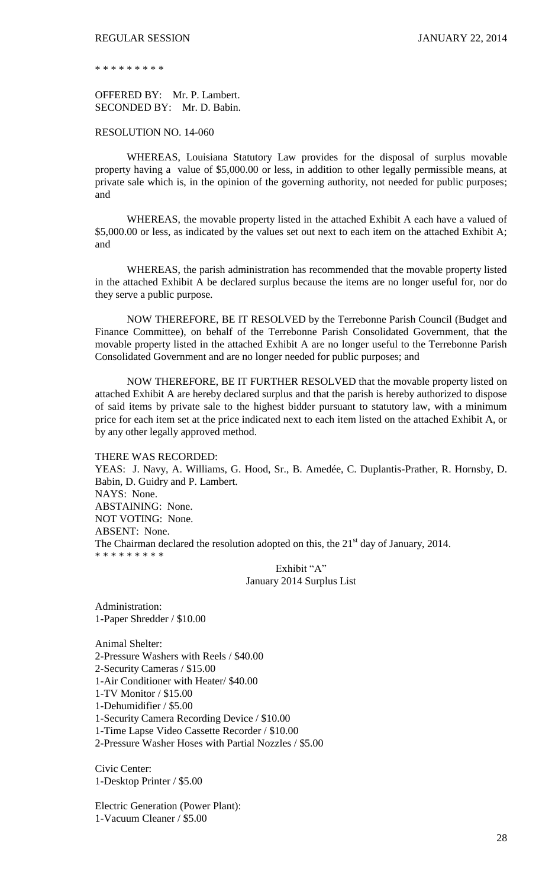\* \* \* \* \* \* \* \* \*

OFFERED BY: Mr. P. Lambert.
SECONDED BY: Mr. D. Babin.

RESOLUTION NO. 14-060

WHEREAS, Louisiana Statutory Law provides for the disposal of surplus movable property having a value of $5,000.00 or less, in addition to other legally permissible means, at private sale which is, in the opinion of the governing authority, not needed for public purposes; and

WHEREAS, the movable property listed in the attached Exhibit A each have a valued of $5,000.00 or less, as indicated by the values set out next to each item on the attached Exhibit A; and

WHEREAS, the parish administration has recommended that the movable property listed in the attached Exhibit A be declared surplus because the items are no longer useful for, nor do they serve a public purpose.

NOW THEREFORE, BE IT RESOLVED by the Terrebonne Parish Council (Budget and Finance Committee), on behalf of the Terrebonne Parish Consolidated Government, that the movable property listed in the attached Exhibit A are no longer useful to the Terrebonne Parish Consolidated Government and are no longer needed for public purposes; and

NOW THEREFORE, BE IT FURTHER RESOLVED that the movable property listed on attached Exhibit A are hereby declared surplus and that the parish is hereby authorized to dispose of said items by private sale to the highest bidder pursuant to statutory law, with a minimum price for each item set at the price indicated next to each item listed on the attached Exhibit A, or by any other legally approved method.

THERE WAS RECORDED:
YEAS: J. Navy, A. Williams, G. Hood, Sr., B. Amedée, C. Duplantis-Prather, R. Hornsby, D. Babin, D. Guidry and P. Lambert.
NAYS: None.
ABSTAINING: None.
NOT VOTING: None.
ABSENT: None.
The Chairman declared the resolution adopted on this, the 21st day of January, 2014.
\* \* \* \* \* \* \* \* \*

Exhibit "A"
January 2014 Surplus List

Administration:
1-Paper Shredder / $10.00

Animal Shelter:
2-Pressure Washers with Reels / $40.00
2-Security Cameras / $15.00
1-Air Conditioner with Heater/ $40.00
1-TV Monitor / $15.00
1-Dehumidifier / $5.00
1-Security Camera Recording Device / $10.00
1-Time Lapse Video Cassette Recorder / $10.00
2-Pressure Washer Hoses with Partial Nozzles / $5.00

Civic Center:
1-Desktop Printer / $5.00

Electric Generation (Power Plant):
1-Vacuum Cleaner / $5.00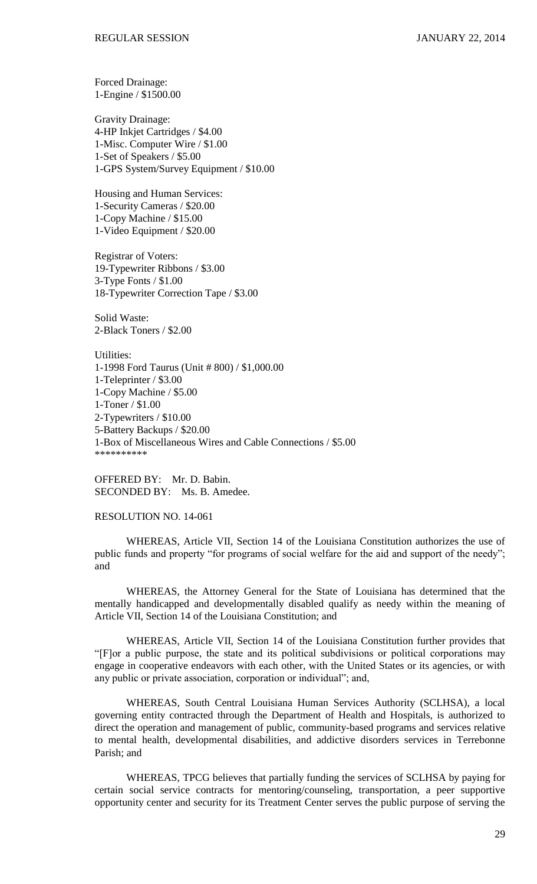Forced Drainage:
1-Engine / $1500.00

Gravity Drainage:
4-HP Inkjet Cartridges / $4.00
1-Misc. Computer Wire / $1.00
1-Set of Speakers / $5.00
1-GPS System/Survey Equipment / $10.00

Housing and Human Services:
1-Security Cameras / $20.00
1-Copy Machine / $15.00
1-Video Equipment / $20.00

Registrar of Voters:
19-Typewriter Ribbons / $3.00
3-Type Fonts / $1.00
18-Typewriter Correction Tape / $3.00

Solid Waste:
2-Black Toners / $2.00

Utilities:
1-1998 Ford Taurus (Unit # 800) / $1,000.00
1-Teleprinter / $3.00
1-Copy Machine / $5.00
1-Toner / $1.00
2-Typewriters / $10.00
5-Battery Backups / $20.00
1-Box of Miscellaneous Wires and Cable Connections / $5.00
**********

OFFERED BY: Mr. D. Babin.
SECONDED BY: Ms. B. Amedee.

RESOLUTION NO. 14-061

WHEREAS, Article VII, Section 14 of the Louisiana Constitution authorizes the use of public funds and property "for programs of social welfare for the aid and support of the needy"; and

WHEREAS, the Attorney General for the State of Louisiana has determined that the mentally handicapped and developmentally disabled qualify as needy within the meaning of Article VII, Section 14 of the Louisiana Constitution; and

WHEREAS, Article VII, Section 14 of the Louisiana Constitution further provides that "[F]or a public purpose, the state and its political subdivisions or political corporations may engage in cooperative endeavors with each other, with the United States or its agencies, or with any public or private association, corporation or individual"; and,

WHEREAS, South Central Louisiana Human Services Authority (SCLHSA), a local governing entity contracted through the Department of Health and Hospitals, is authorized to direct the operation and management of public, community-based programs and services relative to mental health, developmental disabilities, and addictive disorders services in Terrebonne Parish; and

WHEREAS, TPCG believes that partially funding the services of SCLHSA by paying for certain social service contracts for mentoring/counseling, transportation, a peer supportive opportunity center and security for its Treatment Center serves the public purpose of serving the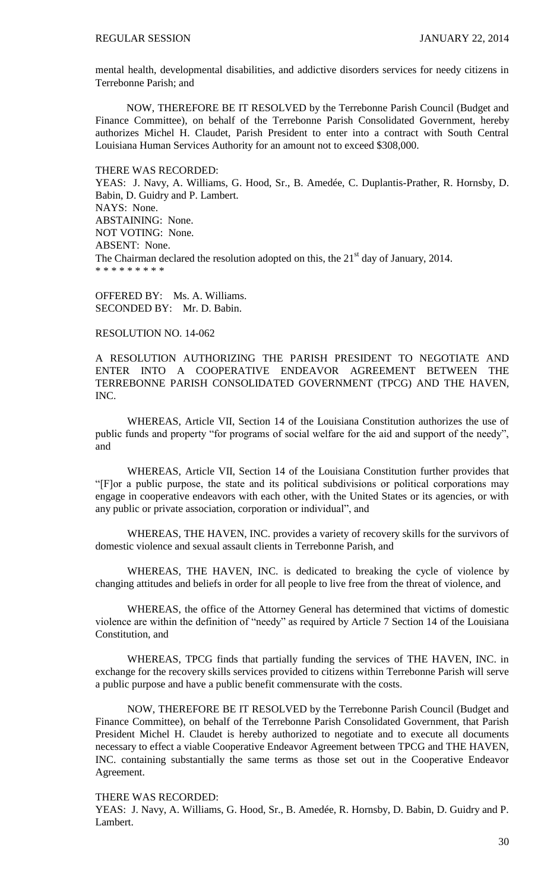mental health, developmental disabilities, and addictive disorders services for needy citizens in Terrebonne Parish; and

NOW, THEREFORE BE IT RESOLVED by the Terrebonne Parish Council (Budget and Finance Committee), on behalf of the Terrebonne Parish Consolidated Government, hereby authorizes Michel H. Claudet, Parish President to enter into a contract with South Central Louisiana Human Services Authority for an amount not to exceed $308,000.

THERE WAS RECORDED:
YEAS: J. Navy, A. Williams, G. Hood, Sr., B. Amedée, C. Duplantis-Prather, R. Hornsby, D. Babin, D. Guidry and P. Lambert.
NAYS: None.
ABSTAINING: None.
NOT VOTING: None.
ABSENT: None.
The Chairman declared the resolution adopted on this, the 21st day of January, 2014.
* * * * * * * * *

OFFERED BY: Ms. A. Williams.
SECONDED BY: Mr. D. Babin.

RESOLUTION NO. 14-062

A RESOLUTION AUTHORIZING THE PARISH PRESIDENT TO NEGOTIATE AND ENTER INTO A COOPERATIVE ENDEAVOR AGREEMENT BETWEEN THE TERREBONNE PARISH CONSOLIDATED GOVERNMENT (TPCG) AND THE HAVEN, INC.

WHEREAS, Article VII, Section 14 of the Louisiana Constitution authorizes the use of public funds and property "for programs of social welfare for the aid and support of the needy", and

WHEREAS, Article VII, Section 14 of the Louisiana Constitution further provides that "[F]or a public purpose, the state and its political subdivisions or political corporations may engage in cooperative endeavors with each other, with the United States or its agencies, or with any public or private association, corporation or individual", and

WHEREAS, THE HAVEN, INC. provides a variety of recovery skills for the survivors of domestic violence and sexual assault clients in Terrebonne Parish, and

WHEREAS, THE HAVEN, INC. is dedicated to breaking the cycle of violence by changing attitudes and beliefs in order for all people to live free from the threat of violence, and

WHEREAS, the office of the Attorney General has determined that victims of domestic violence are within the definition of "needy" as required by Article 7 Section 14 of the Louisiana Constitution, and

WHEREAS, TPCG finds that partially funding the services of THE HAVEN, INC. in exchange for the recovery skills services provided to citizens within Terrebonne Parish will serve a public purpose and have a public benefit commensurate with the costs.

NOW, THEREFORE BE IT RESOLVED by the Terrebonne Parish Council (Budget and Finance Committee), on behalf of the Terrebonne Parish Consolidated Government, that Parish President Michel H. Claudet is hereby authorized to negotiate and to execute all documents necessary to effect a viable Cooperative Endeavor Agreement between TPCG and THE HAVEN, INC. containing substantially the same terms as those set out in the Cooperative Endeavor Agreement.

THERE WAS RECORDED:
YEAS: J. Navy, A. Williams, G. Hood, Sr., B. Amedée, R. Hornsby, D. Babin, D. Guidry and P. Lambert.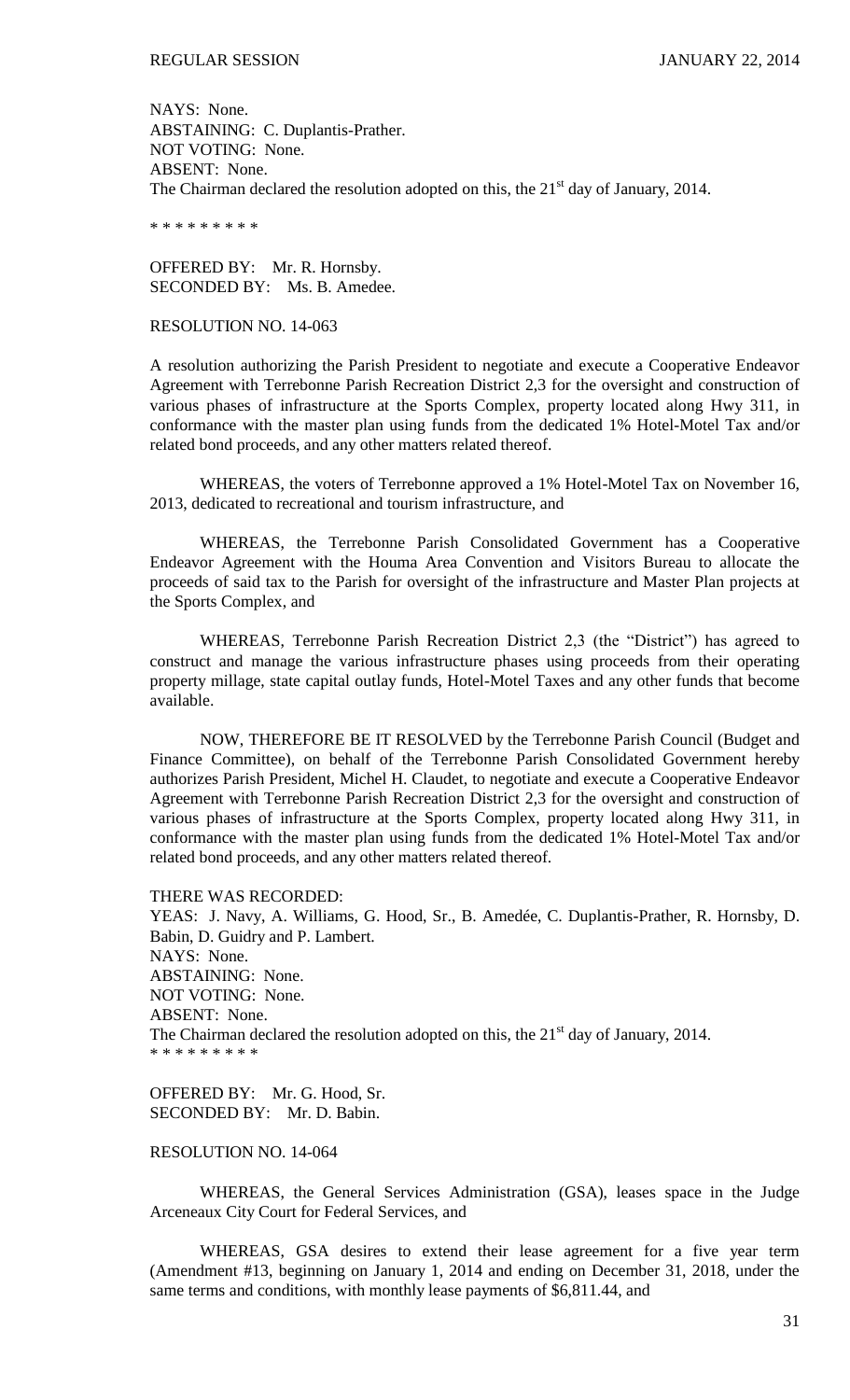NAYS: None.
ABSTAINING: C. Duplantis-Prather.
NOT VOTING: None.
ABSENT: None.
The Chairman declared the resolution adopted on this, the 21st day of January, 2014.

\* \* \* \* \* \* \* \* \*

OFFERED BY: Mr. R. Hornsby.
SECONDED BY: Ms. B. Amedee.

RESOLUTION NO. 14-063

A resolution authorizing the Parish President to negotiate and execute a Cooperative Endeavor Agreement with Terrebonne Parish Recreation District 2,3 for the oversight and construction of various phases of infrastructure at the Sports Complex, property located along Hwy 311, in conformance with the master plan using funds from the dedicated 1% Hotel-Motel Tax and/or related bond proceeds, and any other matters related thereof.

WHEREAS, the voters of Terrebonne approved a 1% Hotel-Motel Tax on November 16, 2013, dedicated to recreational and tourism infrastructure, and

WHEREAS, the Terrebonne Parish Consolidated Government has a Cooperative Endeavor Agreement with the Houma Area Convention and Visitors Bureau to allocate the proceeds of said tax to the Parish for oversight of the infrastructure and Master Plan projects at the Sports Complex, and

WHEREAS, Terrebonne Parish Recreation District 2,3 (the "District") has agreed to construct and manage the various infrastructure phases using proceeds from their operating property millage, state capital outlay funds, Hotel-Motel Taxes and any other funds that become available.

NOW, THEREFORE BE IT RESOLVED by the Terrebonne Parish Council (Budget and Finance Committee), on behalf of the Terrebonne Parish Consolidated Government hereby authorizes Parish President, Michel H. Claudet, to negotiate and execute a Cooperative Endeavor Agreement with Terrebonne Parish Recreation District 2,3 for the oversight and construction of various phases of infrastructure at the Sports Complex, property located along Hwy 311, in conformance with the master plan using funds from the dedicated 1% Hotel-Motel Tax and/or related bond proceeds, and any other matters related thereof.

THERE WAS RECORDED:
YEAS: J. Navy, A. Williams, G. Hood, Sr., B. Amedée, C. Duplantis-Prather, R. Hornsby, D. Babin, D. Guidry and P. Lambert.
NAYS: None.
ABSTAINING: None.
NOT VOTING: None.
ABSENT: None.
The Chairman declared the resolution adopted on this, the 21st day of January, 2014.
\* \* \* \* \* \* \* \* \*

OFFERED BY: Mr. G. Hood, Sr.
SECONDED BY: Mr. D. Babin.

RESOLUTION NO. 14-064

WHEREAS, the General Services Administration (GSA), leases space in the Judge Arceneaux City Court for Federal Services, and

WHEREAS, GSA desires to extend their lease agreement for a five year term (Amendment #13, beginning on January 1, 2014 and ending on December 31, 2018, under the same terms and conditions, with monthly lease payments of $6,811.44, and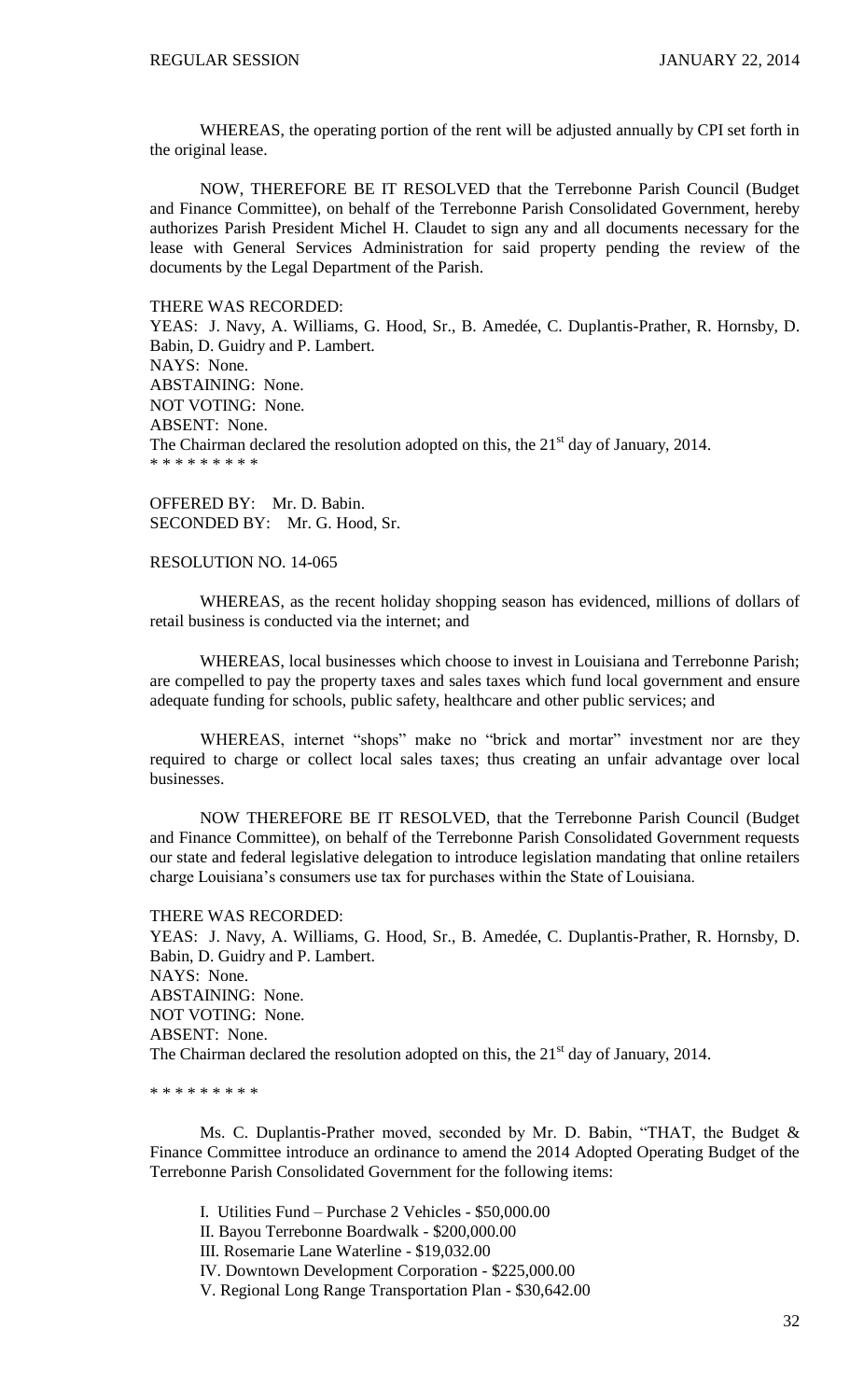WHEREAS, the operating portion of the rent will be adjusted annually by CPI set forth in the original lease.

NOW, THEREFORE BE IT RESOLVED that the Terrebonne Parish Council (Budget and Finance Committee), on behalf of the Terrebonne Parish Consolidated Government, hereby authorizes Parish President Michel H. Claudet to sign any and all documents necessary for the lease with General Services Administration for said property pending the review of the documents by the Legal Department of the Parish.

THERE WAS RECORDED:
YEAS: J. Navy, A. Williams, G. Hood, Sr., B. Amedée, C. Duplantis-Prather, R. Hornsby, D. Babin, D. Guidry and P. Lambert.
NAYS: None.
ABSTAINING: None.
NOT VOTING: None.
ABSENT: None.
The Chairman declared the resolution adopted on this, the 21st day of January, 2014.
* * * * * * * * *

OFFERED BY: Mr. D. Babin.
SECONDED BY: Mr. G. Hood, Sr.

RESOLUTION NO. 14-065

WHEREAS, as the recent holiday shopping season has evidenced, millions of dollars of retail business is conducted via the internet; and

WHEREAS, local businesses which choose to invest in Louisiana and Terrebonne Parish; are compelled to pay the property taxes and sales taxes which fund local government and ensure adequate funding for schools, public safety, healthcare and other public services; and

WHEREAS, internet "shops" make no "brick and mortar" investment nor are they required to charge or collect local sales taxes; thus creating an unfair advantage over local businesses.

NOW THEREFORE BE IT RESOLVED, that the Terrebonne Parish Council (Budget and Finance Committee), on behalf of the Terrebonne Parish Consolidated Government requests our state and federal legislative delegation to introduce legislation mandating that online retailers charge Louisiana's consumers use tax for purchases within the State of Louisiana.

THERE WAS RECORDED:
YEAS: J. Navy, A. Williams, G. Hood, Sr., B. Amedée, C. Duplantis-Prather, R. Hornsby, D. Babin, D. Guidry and P. Lambert.
NAYS: None.
ABSTAINING: None.
NOT VOTING: None.
ABSENT: None.
The Chairman declared the resolution adopted on this, the 21st day of January, 2014.

* * * * * * * * *

Ms. C. Duplantis-Prather moved, seconded by Mr. D. Babin, "THAT, the Budget & Finance Committee introduce an ordinance to amend the 2014 Adopted Operating Budget of the Terrebonne Parish Consolidated Government for the following items:

I. Utilities Fund – Purchase 2 Vehicles - $50,000.00
II. Bayou Terrebonne Boardwalk - $200,000.00
III. Rosemarie Lane Waterline - $19,032.00
IV. Downtown Development Corporation - $225,000.00
V. Regional Long Range Transportation Plan - $30,642.00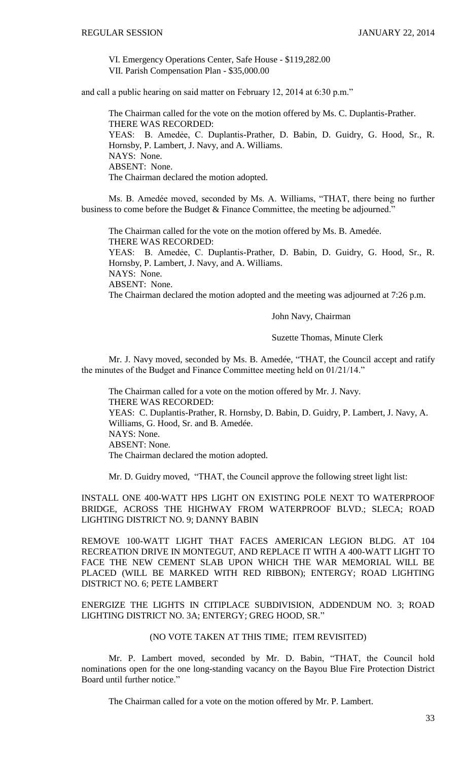VI. Emergency Operations Center, Safe House - $119,282.00
VII. Parish Compensation Plan - $35,000.00

and call a public hearing on said matter on February 12, 2014 at 6:30 p.m."

The Chairman called for the vote on the motion offered by Ms. C. Duplantis-Prather.
THERE WAS RECORDED:
YEAS: B. Amedėe, C. Duplantis-Prather, D. Babin, D. Guidry, G. Hood, Sr., R. Hornsby, P. Lambert, J. Navy, and A. Williams.
NAYS: None.
ABSENT: None.
The Chairman declared the motion adopted.

Ms. B. Amedée moved, seconded by Ms. A. Williams, "THAT, there being no further business to come before the Budget & Finance Committee, the meeting be adjourned."

The Chairman called for the vote on the motion offered by Ms. B. Amedée.
THERE WAS RECORDED:
YEAS: B. Amedėe, C. Duplantis-Prather, D. Babin, D. Guidry, G. Hood, Sr., R. Hornsby, P. Lambert, J. Navy, and A. Williams.
NAYS: None.
ABSENT: None.
The Chairman declared the motion adopted and the meeting was adjourned at 7:26 p.m.

John Navy, Chairman

Suzette Thomas, Minute Clerk

Mr. J. Navy moved, seconded by Ms. B. Amedée, "THAT, the Council accept and ratify the minutes of the Budget and Finance Committee meeting held on 01/21/14."

The Chairman called for a vote on the motion offered by Mr. J. Navy.
THERE WAS RECORDED:
YEAS: C. Duplantis-Prather, R. Hornsby, D. Babin, D. Guidry, P. Lambert, J. Navy, A. Williams, G. Hood, Sr. and B. Amedée.
NAYS: None.
ABSENT: None.
The Chairman declared the motion adopted.

Mr. D. Guidry moved, "THAT, the Council approve the following street light list:

INSTALL ONE 400-WATT HPS LIGHT ON EXISTING POLE NEXT TO WATERPROOF BRIDGE, ACROSS THE HIGHWAY FROM WATERPROOF BLVD.; SLECA; ROAD LIGHTING DISTRICT NO. 9; DANNY BABIN

REMOVE 100-WATT LIGHT THAT FACES AMERICAN LEGION BLDG. AT 104 RECREATION DRIVE IN MONTEGUT, AND REPLACE IT WITH A 400-WATT LIGHT TO FACE THE NEW CEMENT SLAB UPON WHICH THE WAR MEMORIAL WILL BE PLACED (WILL BE MARKED WITH RED RIBBON); ENTERGY; ROAD LIGHTING DISTRICT NO. 6; PETE LAMBERT

ENERGIZE THE LIGHTS IN CITIPLACE SUBDIVISION, ADDENDUM NO. 3; ROAD LIGHTING DISTRICT NO. 3A; ENTERGY; GREG HOOD, SR."

(NO VOTE TAKEN AT THIS TIME; ITEM REVISITED)

Mr. P. Lambert moved, seconded by Mr. D. Babin, "THAT, the Council hold nominations open for the one long-standing vacancy on the Bayou Blue Fire Protection District Board until further notice."

The Chairman called for a vote on the motion offered by Mr. P. Lambert.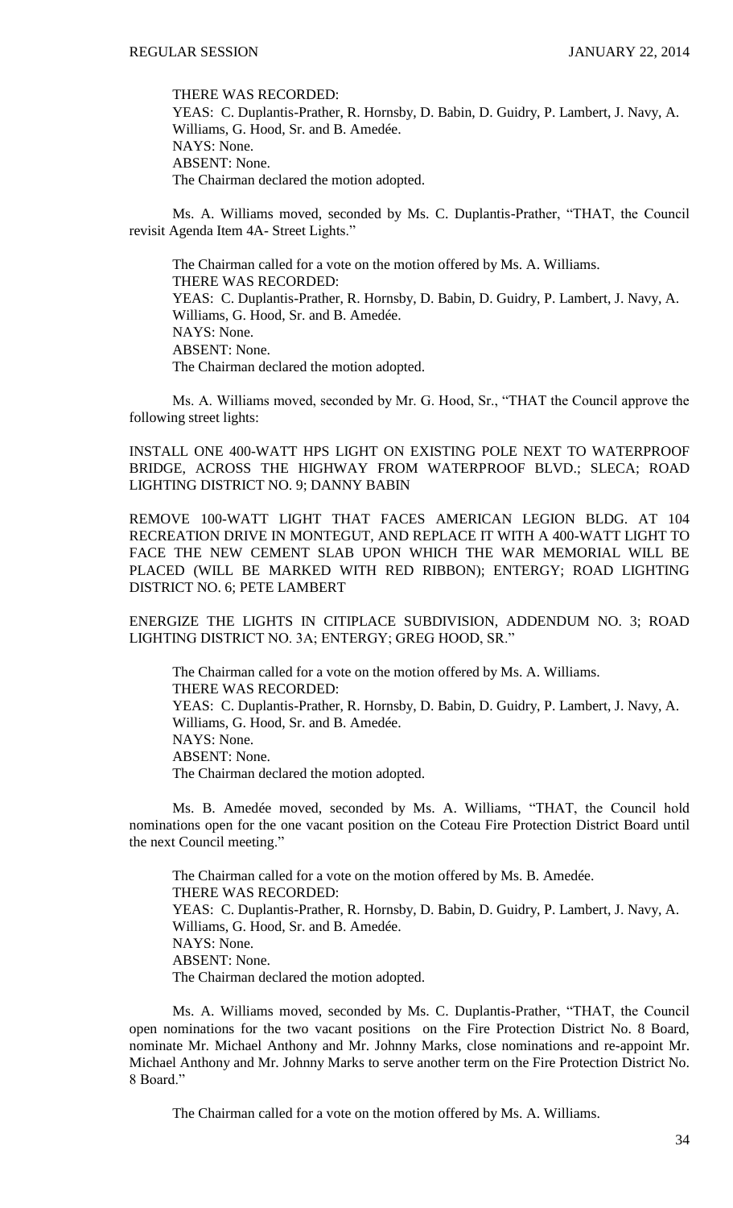THERE WAS RECORDED:
YEAS: C. Duplantis-Prather, R. Hornsby, D. Babin, D. Guidry, P. Lambert, J. Navy, A. Williams, G. Hood, Sr. and B. Amedée.
NAYS: None.
ABSENT: None.
The Chairman declared the motion adopted.

Ms. A. Williams moved, seconded by Ms. C. Duplantis-Prather, "THAT, the Council revisit Agenda Item 4A- Street Lights."

The Chairman called for a vote on the motion offered by Ms. A. Williams.
THERE WAS RECORDED:
YEAS: C. Duplantis-Prather, R. Hornsby, D. Babin, D. Guidry, P. Lambert, J. Navy, A. Williams, G. Hood, Sr. and B. Amedée.
NAYS: None.
ABSENT: None.
The Chairman declared the motion adopted.

Ms. A. Williams moved, seconded by Mr. G. Hood, Sr., "THAT the Council approve the following street lights:

INSTALL ONE 400-WATT HPS LIGHT ON EXISTING POLE NEXT TO WATERPROOF BRIDGE, ACROSS THE HIGHWAY FROM WATERPROOF BLVD.; SLECA; ROAD LIGHTING DISTRICT NO. 9; DANNY BABIN

REMOVE 100-WATT LIGHT THAT FACES AMERICAN LEGION BLDG. AT 104 RECREATION DRIVE IN MONTEGUT, AND REPLACE IT WITH A 400-WATT LIGHT TO FACE THE NEW CEMENT SLAB UPON WHICH THE WAR MEMORIAL WILL BE PLACED (WILL BE MARKED WITH RED RIBBON); ENTERGY; ROAD LIGHTING DISTRICT NO. 6; PETE LAMBERT

ENERGIZE THE LIGHTS IN CITIPLACE SUBDIVISION, ADDENDUM NO. 3; ROAD LIGHTING DISTRICT NO. 3A; ENTERGY; GREG HOOD, SR."

The Chairman called for a vote on the motion offered by Ms. A. Williams.
THERE WAS RECORDED:
YEAS: C. Duplantis-Prather, R. Hornsby, D. Babin, D. Guidry, P. Lambert, J. Navy, A. Williams, G. Hood, Sr. and B. Amedée.
NAYS: None.
ABSENT: None.
The Chairman declared the motion adopted.

Ms. B. Amedée moved, seconded by Ms. A. Williams, "THAT, the Council hold nominations open for the one vacant position on the Coteau Fire Protection District Board until the next Council meeting."

The Chairman called for a vote on the motion offered by Ms. B. Amedée.
THERE WAS RECORDED:
YEAS: C. Duplantis-Prather, R. Hornsby, D. Babin, D. Guidry, P. Lambert, J. Navy, A. Williams, G. Hood, Sr. and B. Amedée.
NAYS: None.
ABSENT: None.
The Chairman declared the motion adopted.

Ms. A. Williams moved, seconded by Ms. C. Duplantis-Prather, "THAT, the Council open nominations for the two vacant positions on the Fire Protection District No. 8 Board, nominate Mr. Michael Anthony and Mr. Johnny Marks, close nominations and re-appoint Mr. Michael Anthony and Mr. Johnny Marks to serve another term on the Fire Protection District No. 8 Board."

The Chairman called for a vote on the motion offered by Ms. A. Williams.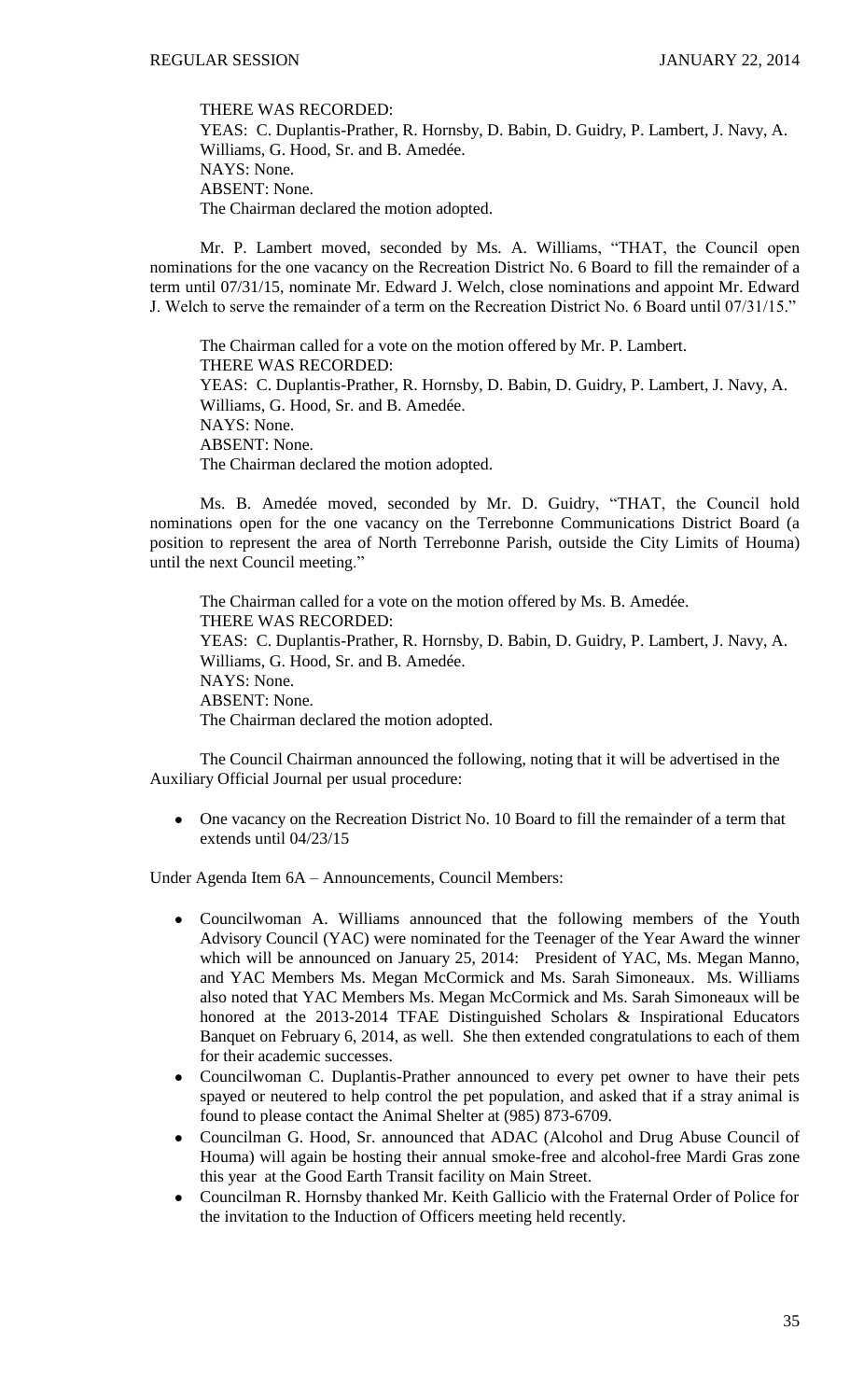THERE WAS RECORDED:
YEAS: C. Duplantis-Prather, R. Hornsby, D. Babin, D. Guidry, P. Lambert, J. Navy, A. Williams, G. Hood, Sr. and B. Amedée.
NAYS: None.
ABSENT: None.
The Chairman declared the motion adopted.

Mr. P. Lambert moved, seconded by Ms. A. Williams, "THAT, the Council open nominations for the one vacancy on the Recreation District No. 6 Board to fill the remainder of a term until 07/31/15, nominate Mr. Edward J. Welch, close nominations and appoint Mr. Edward J. Welch to serve the remainder of a term on the Recreation District No. 6 Board until 07/31/15."

The Chairman called for a vote on the motion offered by Mr. P. Lambert.
THERE WAS RECORDED:
YEAS: C. Duplantis-Prather, R. Hornsby, D. Babin, D. Guidry, P. Lambert, J. Navy, A. Williams, G. Hood, Sr. and B. Amedée.
NAYS: None.
ABSENT: None.
The Chairman declared the motion adopted.

Ms. B. Amedée moved, seconded by Mr. D. Guidry, "THAT, the Council hold nominations open for the one vacancy on the Terrebonne Communications District Board (a position to represent the area of North Terrebonne Parish, outside the City Limits of Houma) until the next Council meeting."

The Chairman called for a vote on the motion offered by Ms. B. Amedée.
THERE WAS RECORDED:
YEAS: C. Duplantis-Prather, R. Hornsby, D. Babin, D. Guidry, P. Lambert, J. Navy, A. Williams, G. Hood, Sr. and B. Amedée.
NAYS: None.
ABSENT: None.
The Chairman declared the motion adopted.

The Council Chairman announced the following, noting that it will be advertised in the Auxiliary Official Journal per usual procedure:

- One vacancy on the Recreation District No. 10 Board to fill the remainder of a term that extends until 04/23/15

Under Agenda Item 6A – Announcements, Council Members:

- Councilwoman A. Williams announced that the following members of the Youth Advisory Council (YAC) were nominated for the Teenager of the Year Award the winner which will be announced on January 25, 2014: President of YAC, Ms. Megan Manno, and YAC Members Ms. Megan McCormick and Ms. Sarah Simoneaux. Ms. Williams also noted that YAC Members Ms. Megan McCormick and Ms. Sarah Simoneaux will be honored at the 2013-2014 TFAE Distinguished Scholars & Inspirational Educators Banquet on February 6, 2014, as well. She then extended congratulations to each of them for their academic successes.
- Councilwoman C. Duplantis-Prather announced to every pet owner to have their pets spayed or neutered to help control the pet population, and asked that if a stray animal is found to please contact the Animal Shelter at (985) 873-6709.
- Councilman G. Hood, Sr. announced that ADAC (Alcohol and Drug Abuse Council of Houma) will again be hosting their annual smoke-free and alcohol-free Mardi Gras zone this year at the Good Earth Transit facility on Main Street.
- Councilman R. Hornsby thanked Mr. Keith Gallicio with the Fraternal Order of Police for the invitation to the Induction of Officers meeting held recently.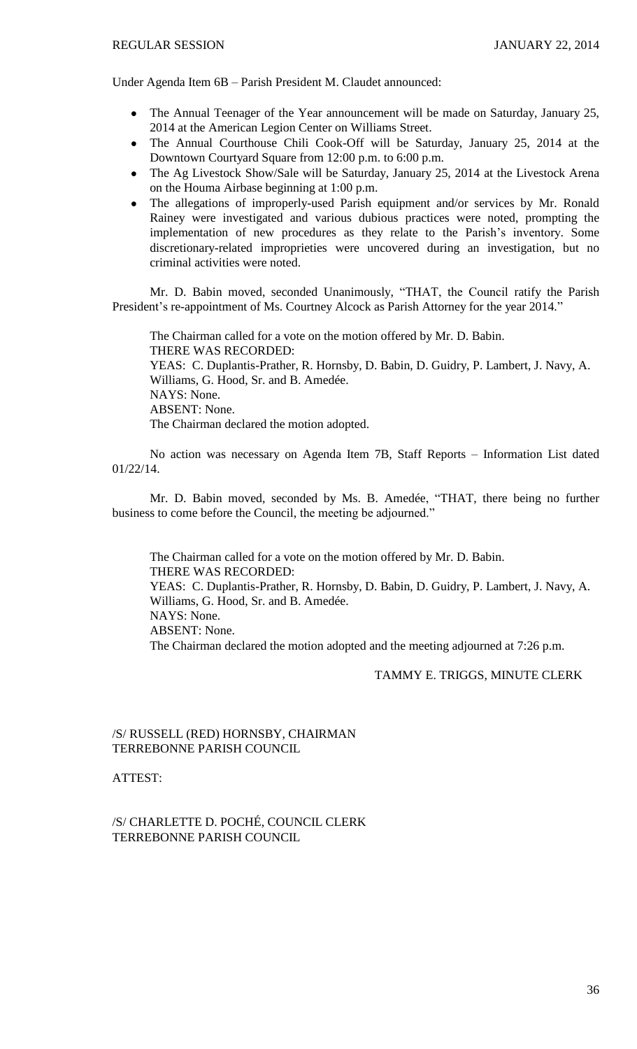Under Agenda Item 6B – Parish President M. Claudet announced:

- The Annual Teenager of the Year announcement will be made on Saturday, January 25, 2014 at the American Legion Center on Williams Street.
- The Annual Courthouse Chili Cook-Off will be Saturday, January 25, 2014 at the Downtown Courtyard Square from 12:00 p.m. to 6:00 p.m.
- The Ag Livestock Show/Sale will be Saturday, January 25, 2014 at the Livestock Arena on the Houma Airbase beginning at 1:00 p.m.
- The allegations of improperly-used Parish equipment and/or services by Mr. Ronald Rainey were investigated and various dubious practices were noted, prompting the implementation of new procedures as they relate to the Parish's inventory. Some discretionary-related improprieties were uncovered during an investigation, but no criminal activities were noted.

Mr. D. Babin moved, seconded Unanimously, "THAT, the Council ratify the Parish President's re-appointment of Ms. Courtney Alcock as Parish Attorney for the year 2014."

The Chairman called for a vote on the motion offered by Mr. D. Babin.
THERE WAS RECORDED:
YEAS: C. Duplantis-Prather, R. Hornsby, D. Babin, D. Guidry, P. Lambert, J. Navy, A. Williams, G. Hood, Sr. and B. Amedée.
NAYS: None.
ABSENT: None.
The Chairman declared the motion adopted.

No action was necessary on Agenda Item 7B, Staff Reports – Information List dated 01/22/14.

Mr. D. Babin moved, seconded by Ms. B. Amedée, "THAT, there being no further business to come before the Council, the meeting be adjourned."

The Chairman called for a vote on the motion offered by Mr. D. Babin.
THERE WAS RECORDED:
YEAS: C. Duplantis-Prather, R. Hornsby, D. Babin, D. Guidry, P. Lambert, J. Navy, A. Williams, G. Hood, Sr. and B. Amedée.
NAYS: None.
ABSENT: None.
The Chairman declared the motion adopted and the meeting adjourned at 7:26 p.m.

TAMMY E. TRIGGS, MINUTE CLERK

/S/ RUSSELL (RED) HORNSBY, CHAIRMAN
TERREBONNE PARISH COUNCIL

ATTEST:

/S/ CHARLETTE D. POCHÉ, COUNCIL CLERK
TERREBONNE PARISH COUNCIL